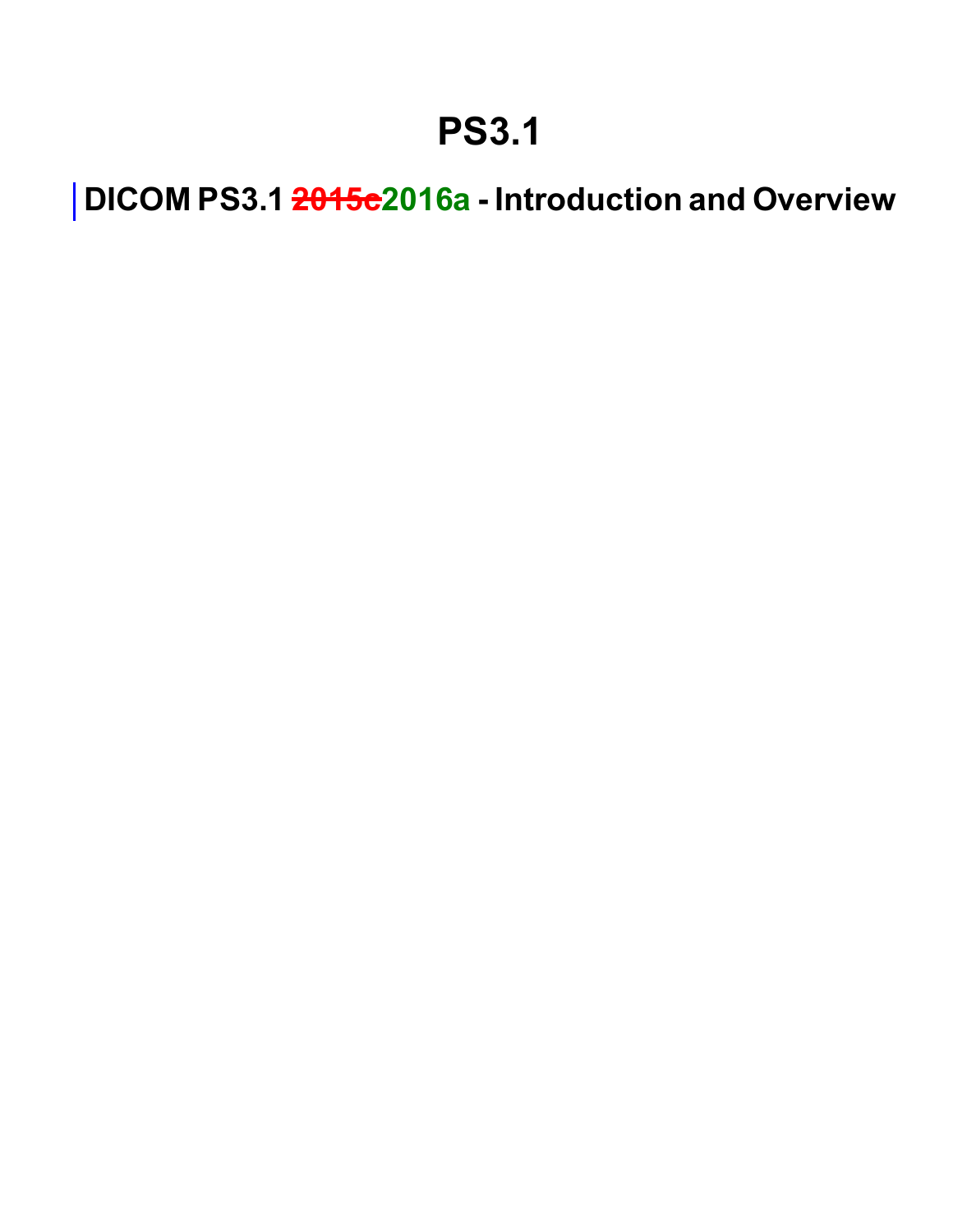# PS3.1

## DICOM PS3.1 ~~2015c~~2016a - Introduction and Overview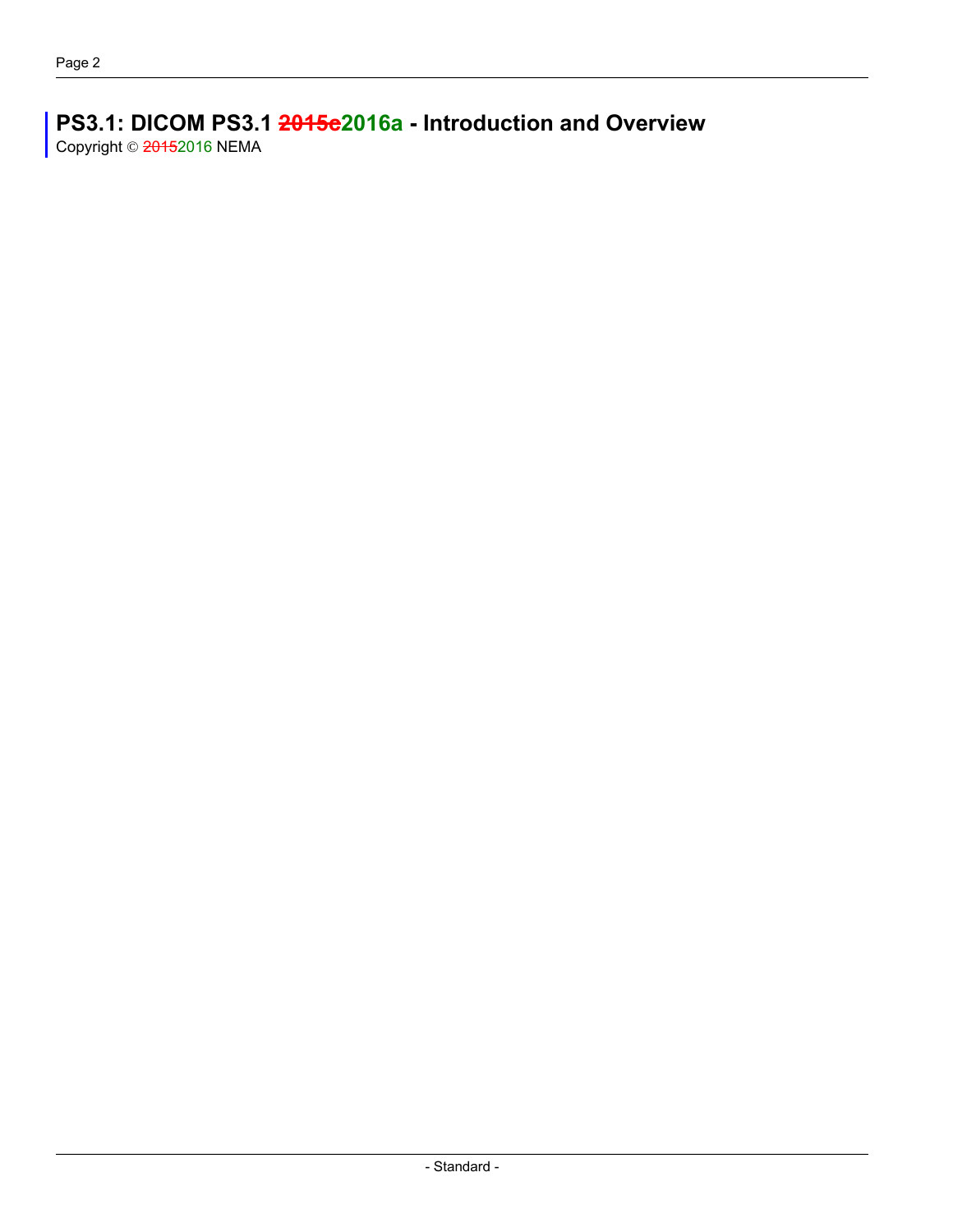# PS3.1: DICOM PS3.1 ~~2015c~~2016a - Introduction and Overview

Copyright © ~~2015~~2016 NEMA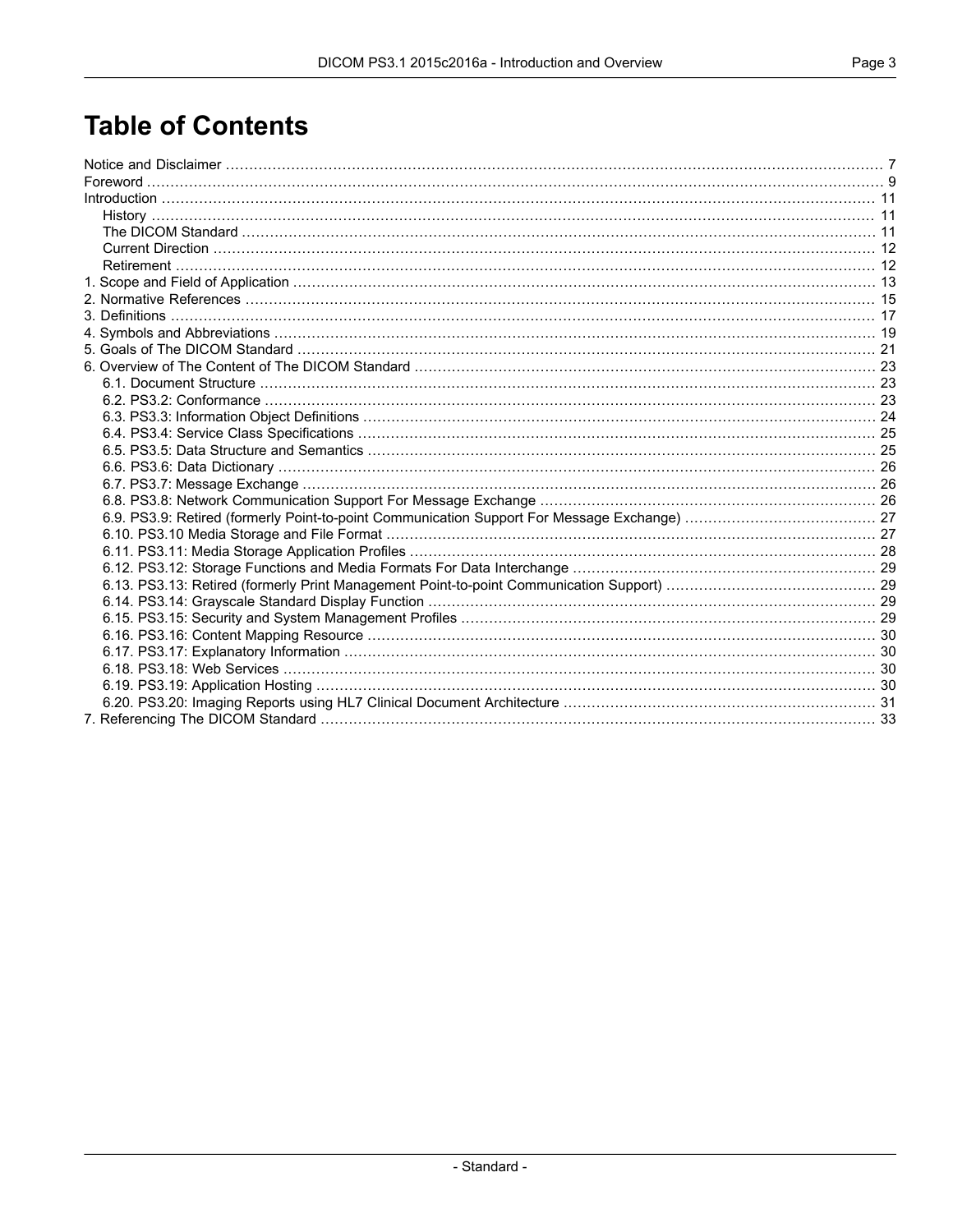# Table of Contents

Notice and Disclaimer ... 7
Foreword ... 9
Introduction ... 11
- History ... 11
- The DICOM Standard ... 11
- Current Direction ... 12
- Retirement ... 12

1. Scope and Field of Application ... 13
2. Normative References ... 15
3. Definitions ... 17
4. Symbols and Abbreviations ... 19
5. Goals of The DICOM Standard ... 21
6. Overview of The Content of The DICOM Standard ... 23
   - 6.1. Document Structure ... 23
   - 6.2. PS3.2: Conformance ... 23
   - 6.3. PS3.3: Information Object Definitions ... 24
   - 6.4. PS3.4: Service Class Specifications ... 25
   - 6.5. PS3.5: Data Structure and Semantics ... 25
   - 6.6. PS3.6: Data Dictionary ... 26
   - 6.7. PS3.7: Message Exchange ... 26
   - 6.8. PS3.8: Network Communication Support For Message Exchange ... 26
   - 6.9. PS3.9: Retired (formerly Point-to-point Communication Support For Message Exchange) ... 27
   - 6.10. PS3.10 Media Storage and File Format ... 27
   - 6.11. PS3.11: Media Storage Application Profiles ... 28
   - 6.12. PS3.12: Storage Functions and Media Formats For Data Interchange ... 29
   - 6.13. PS3.13: Retired (formerly Print Management Point-to-point Communication Support) ... 29
   - 6.14. PS3.14: Grayscale Standard Display Function ... 29
   - 6.15. PS3.15: Security and System Management Profiles ... 29
   - 6.16. PS3.16: Content Mapping Resource ... 30
   - 6.17. PS3.17: Explanatory Information ... 30
   - 6.18. PS3.18: Web Services ... 30
   - 6.19. PS3.19: Application Hosting ... 30
   - 6.20. PS3.20: Imaging Reports using HL7 Clinical Document Architecture ... 31
7. Referencing The DICOM Standard ... 33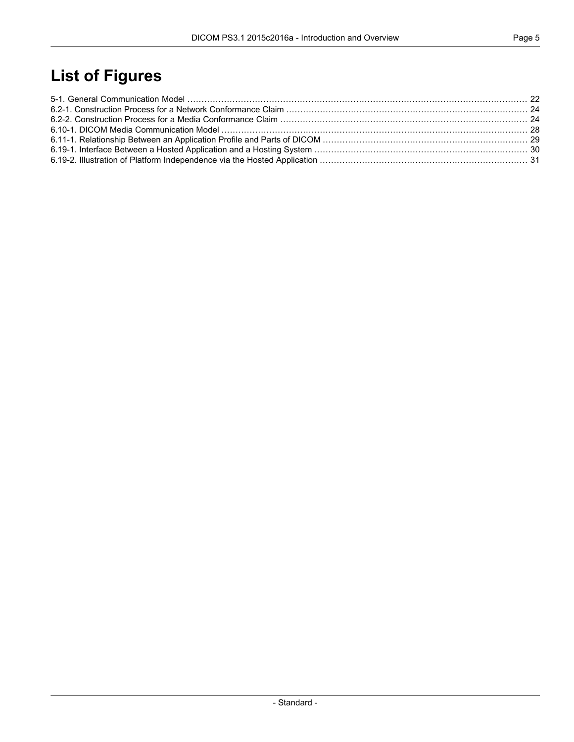# List of Figures

5-1. General Communication Model ........................................................................................................................ 22
6.2-1. Construction Process for a Network Conformance Claim ..................................................................................... 24
6.2-2. Construction Process for a Media Conformance Claim ....................................................................................... 24
6.10-1. DICOM Media Communication Model ............................................................................................................ 28
6.11-1. Relationship Between an Application Profile and Parts of DICOM ........................................................................ 29
6.19-1. Interface Between a Hosted Application and a Hosting System ........................................................................... 30
6.19-2. Illustration of Platform Independence via the Hosted Application ......................................................................... 31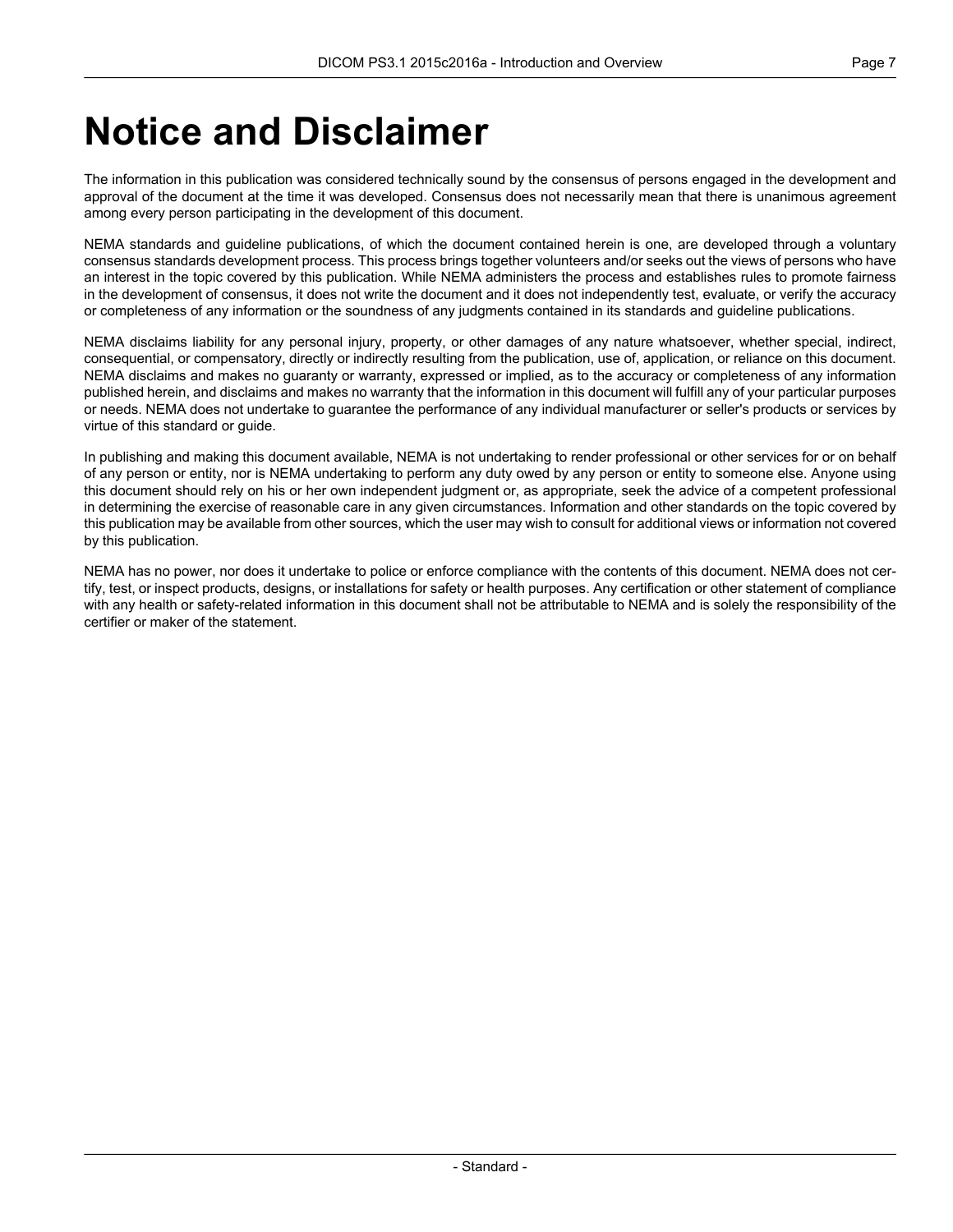# Notice and Disclaimer

The information in this publication was considered technically sound by the consensus of persons engaged in the development and approval of the document at the time it was developed. Consensus does not necessarily mean that there is unanimous agreement among every person participating in the development of this document.

NEMA standards and guideline publications, of which the document contained herein is one, are developed through a voluntary consensus standards development process. This process brings together volunteers and/or seeks out the views of persons who have an interest in the topic covered by this publication. While NEMA administers the process and establishes rules to promote fairness in the development of consensus, it does not write the document and it does not independently test, evaluate, or verify the accuracy or completeness of any information or the soundness of any judgments contained in its standards and guideline publications.

NEMA disclaims liability for any personal injury, property, or other damages of any nature whatsoever, whether special, indirect, consequential, or compensatory, directly or indirectly resulting from the publication, use of, application, or reliance on this document. NEMA disclaims and makes no guaranty or warranty, expressed or implied, as to the accuracy or completeness of any information published herein, and disclaims and makes no warranty that the information in this document will fulfill any of your particular purposes or needs. NEMA does not undertake to guarantee the performance of any individual manufacturer or seller's products or services by virtue of this standard or guide.

In publishing and making this document available, NEMA is not undertaking to render professional or other services for or on behalf of any person or entity, nor is NEMA undertaking to perform any duty owed by any person or entity to someone else. Anyone using this document should rely on his or her own independent judgment or, as appropriate, seek the advice of a competent professional in determining the exercise of reasonable care in any given circumstances. Information and other standards on the topic covered by this publication may be available from other sources, which the user may wish to consult for additional views or information not covered by this publication.

NEMA has no power, nor does it undertake to police or enforce compliance with the contents of this document. NEMA does not certify, test, or inspect products, designs, or installations for safety or health purposes. Any certification or other statement of compliance with any health or safety-related information in this document shall not be attributable to NEMA and is solely the responsibility of the certifier or maker of the statement.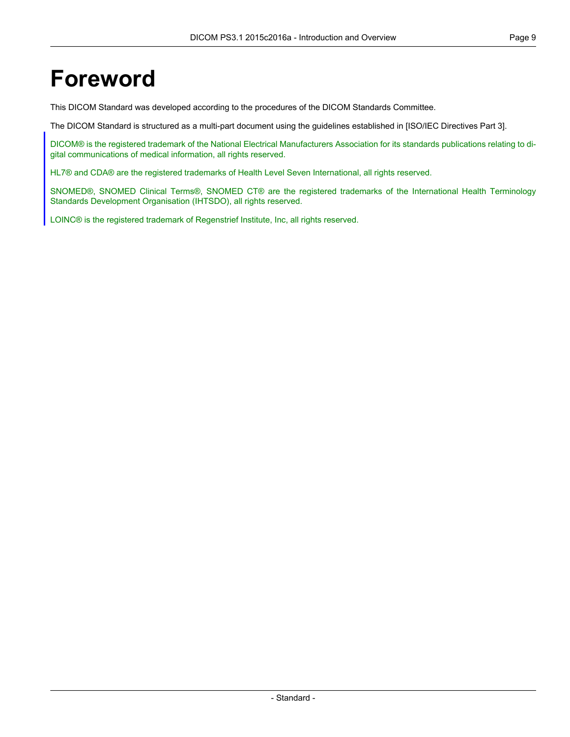# Foreword

This DICOM Standard was developed according to the procedures of the DICOM Standards Committee.

The DICOM Standard is structured as a multi-part document using the guidelines established in [ISO/IEC Directives Part 3].

DICOM® is the registered trademark of the National Electrical Manufacturers Association for its standards publications relating to digital communications of medical information, all rights reserved.

HL7® and CDA® are the registered trademarks of Health Level Seven International, all rights reserved.

SNOMED®, SNOMED Clinical Terms®, SNOMED CT® are the registered trademarks of the International Health Terminology Standards Development Organisation (IHTSDO), all rights reserved.

LOINC® is the registered trademark of Regenstrief Institute, Inc, all rights reserved.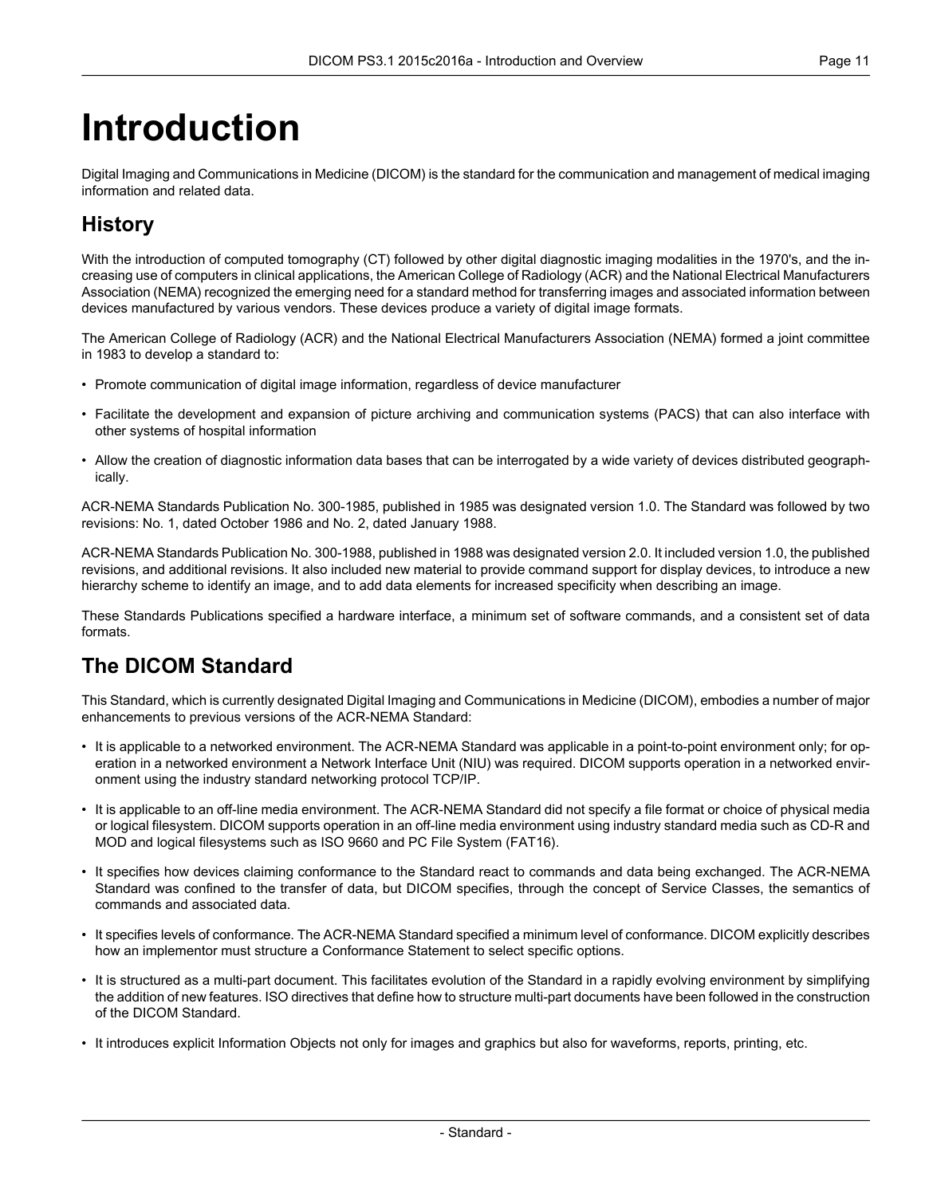# Introduction

Digital Imaging and Communications in Medicine (DICOM) is the standard for the communication and management of medical imaging information and related data.

## History

With the introduction of computed tomography (CT) followed by other digital diagnostic imaging modalities in the 1970's, and the increasing use of computers in clinical applications, the American College of Radiology (ACR) and the National Electrical Manufacturers Association (NEMA) recognized the emerging need for a standard method for transferring images and associated information between devices manufactured by various vendors. These devices produce a variety of digital image formats.

The American College of Radiology (ACR) and the National Electrical Manufacturers Association (NEMA) formed a joint committee in 1983 to develop a standard to:

- Promote communication of digital image information, regardless of device manufacturer
- Facilitate the development and expansion of picture archiving and communication systems (PACS) that can also interface with other systems of hospital information
- Allow the creation of diagnostic information data bases that can be interrogated by a wide variety of devices distributed geographically.

ACR-NEMA Standards Publication No. 300-1985, published in 1985 was designated version 1.0. The Standard was followed by two revisions: No. 1, dated October 1986 and No. 2, dated January 1988.

ACR-NEMA Standards Publication No. 300-1988, published in 1988 was designated version 2.0. It included version 1.0, the published revisions, and additional revisions. It also included new material to provide command support for display devices, to introduce a new hierarchy scheme to identify an image, and to add data elements for increased specificity when describing an image.

These Standards Publications specified a hardware interface, a minimum set of software commands, and a consistent set of data formats.

## The DICOM Standard

This Standard, which is currently designated Digital Imaging and Communications in Medicine (DICOM), embodies a number of major enhancements to previous versions of the ACR-NEMA Standard:

- It is applicable to a networked environment. The ACR-NEMA Standard was applicable in a point-to-point environment only; for operation in a networked environment a Network Interface Unit (NIU) was required. DICOM supports operation in a networked environment using the industry standard networking protocol TCP/IP.
- It is applicable to an off-line media environment. The ACR-NEMA Standard did not specify a file format or choice of physical media or logical filesystem. DICOM supports operation in an off-line media environment using industry standard media such as CD-R and MOD and logical filesystems such as ISO 9660 and PC File System (FAT16).
- It specifies how devices claiming conformance to the Standard react to commands and data being exchanged. The ACR-NEMA Standard was confined to the transfer of data, but DICOM specifies, through the concept of Service Classes, the semantics of commands and associated data.
- It specifies levels of conformance. The ACR-NEMA Standard specified a minimum level of conformance. DICOM explicitly describes how an implementor must structure a Conformance Statement to select specific options.
- It is structured as a multi-part document. This facilitates evolution of the Standard in a rapidly evolving environment by simplifying the addition of new features. ISO directives that define how to structure multi-part documents have been followed in the construction of the DICOM Standard.
- It introduces explicit Information Objects not only for images and graphics but also for waveforms, reports, printing, etc.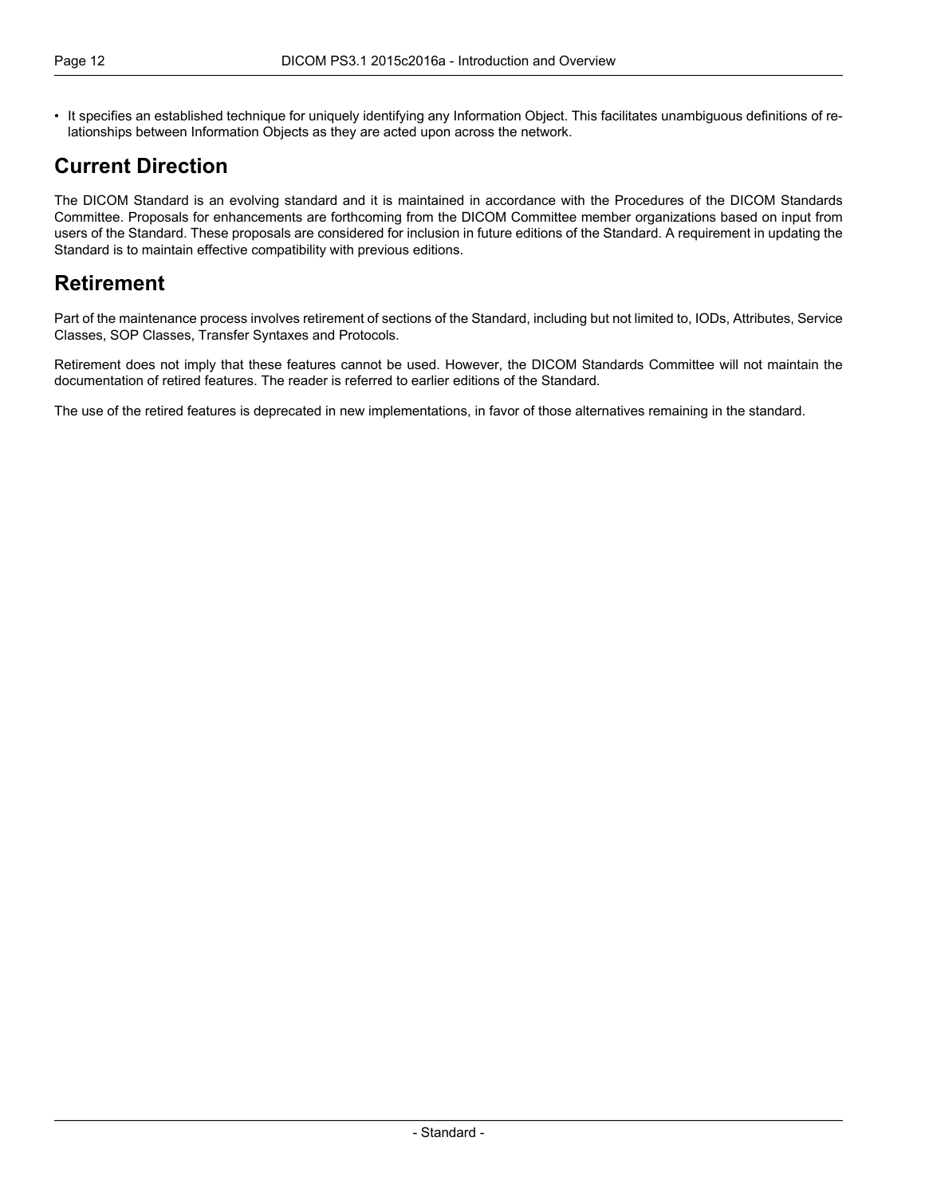- It specifies an established technique for uniquely identifying any Information Object. This facilitates unambiguous definitions of relationships between Information Objects as they are acted upon across the network.

## Current Direction

The DICOM Standard is an evolving standard and it is maintained in accordance with the Procedures of the DICOM Standards Committee. Proposals for enhancements are forthcoming from the DICOM Committee member organizations based on input from users of the Standard. These proposals are considered for inclusion in future editions of the Standard. A requirement in updating the Standard is to maintain effective compatibility with previous editions.

## Retirement

Part of the maintenance process involves retirement of sections of the Standard, including but not limited to, IODs, Attributes, Service Classes, SOP Classes, Transfer Syntaxes and Protocols.

Retirement does not imply that these features cannot be used. However, the DICOM Standards Committee will not maintain the documentation of retired features. The reader is referred to earlier editions of the Standard.

The use of the retired features is deprecated in new implementations, in favor of those alternatives remaining in the standard.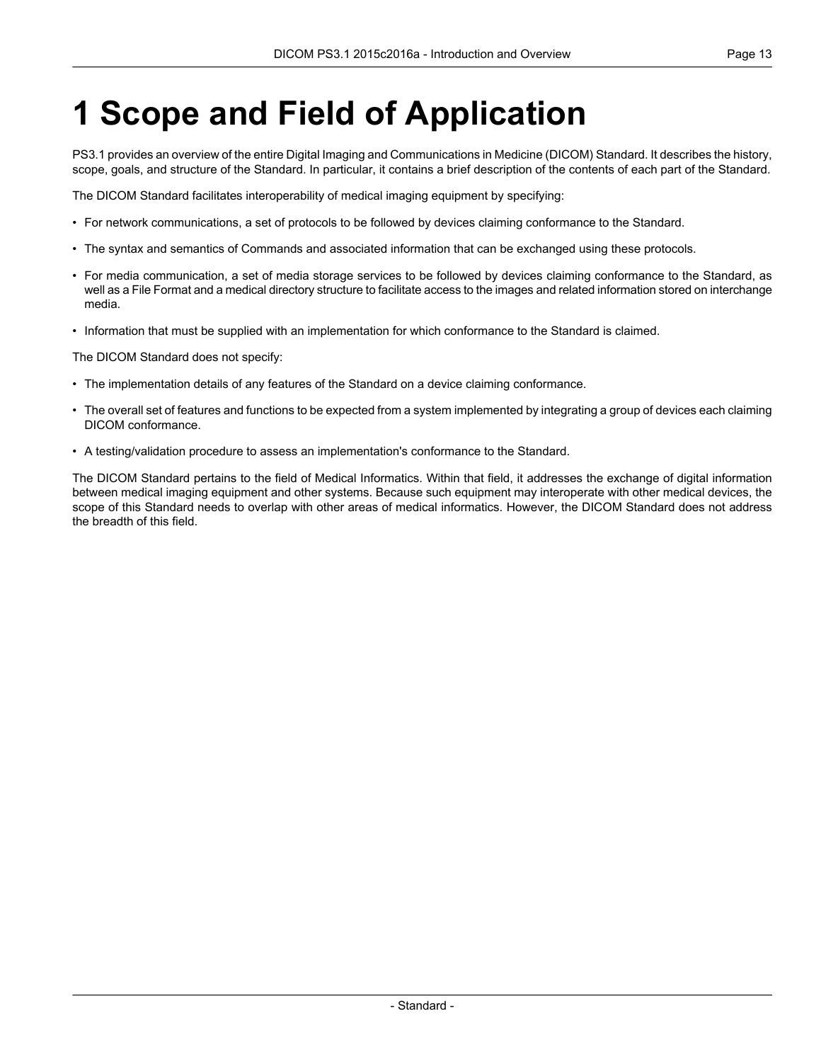# 1 Scope and Field of Application

PS3.1 provides an overview of the entire Digital Imaging and Communications in Medicine (DICOM) Standard. It describes the history, scope, goals, and structure of the Standard. In particular, it contains a brief description of the contents of each part of the Standard.

The DICOM Standard facilitates interoperability of medical imaging equipment by specifying:

- For network communications, a set of protocols to be followed by devices claiming conformance to the Standard.
- The syntax and semantics of Commands and associated information that can be exchanged using these protocols.
- For media communication, a set of media storage services to be followed by devices claiming conformance to the Standard, as well as a File Format and a medical directory structure to facilitate access to the images and related information stored on interchange media.
- Information that must be supplied with an implementation for which conformance to the Standard is claimed.

The DICOM Standard does not specify:

- The implementation details of any features of the Standard on a device claiming conformance.
- The overall set of features and functions to be expected from a system implemented by integrating a group of devices each claiming DICOM conformance.
- A testing/validation procedure to assess an implementation's conformance to the Standard.

The DICOM Standard pertains to the field of Medical Informatics. Within that field, it addresses the exchange of digital information between medical imaging equipment and other systems. Because such equipment may interoperate with other medical devices, the scope of this Standard needs to overlap with other areas of medical informatics. However, the DICOM Standard does not address the breadth of this field.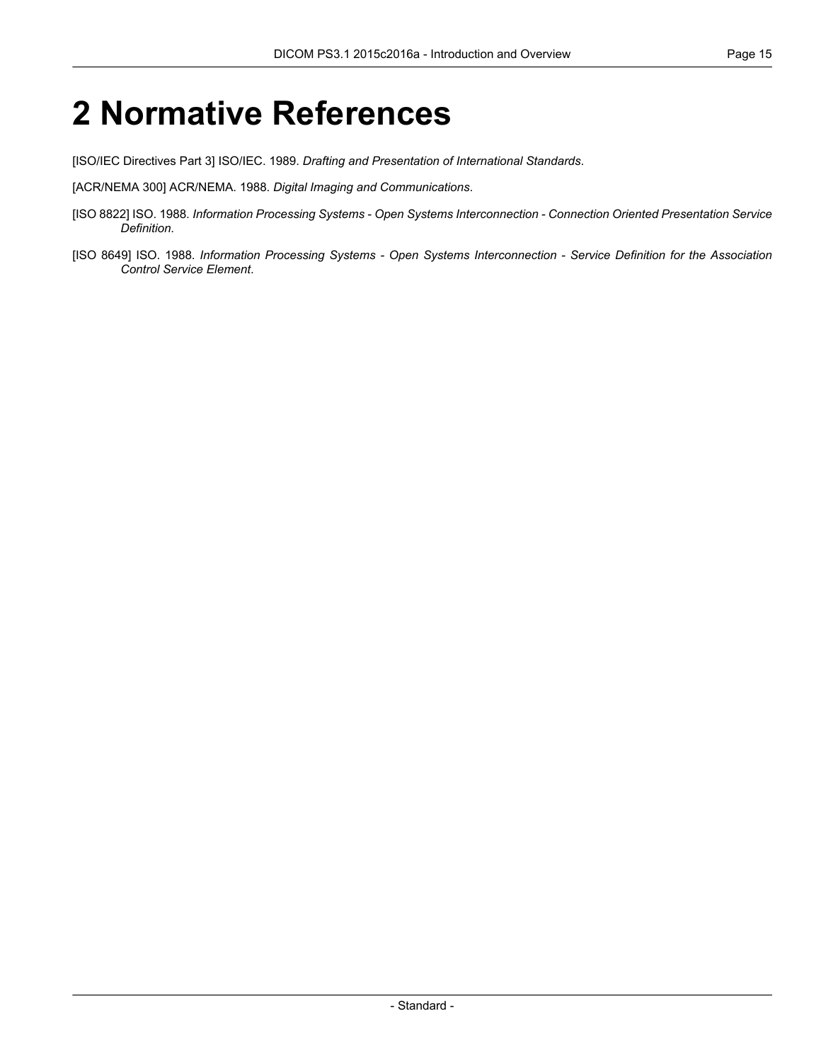# 2 Normative References

[ISO/IEC Directives Part 3] ISO/IEC. 1989. *Drafting and Presentation of International Standards*.

[ACR/NEMA 300] ACR/NEMA. 1988. *Digital Imaging and Communications*.

[ISO 8822] ISO. 1988. *Information Processing Systems - Open Systems Interconnection - Connection Oriented Presentation Service Definition*.

[ISO 8649] ISO. 1988. *Information Processing Systems - Open Systems Interconnection - Service Definition for the Association Control Service Element*.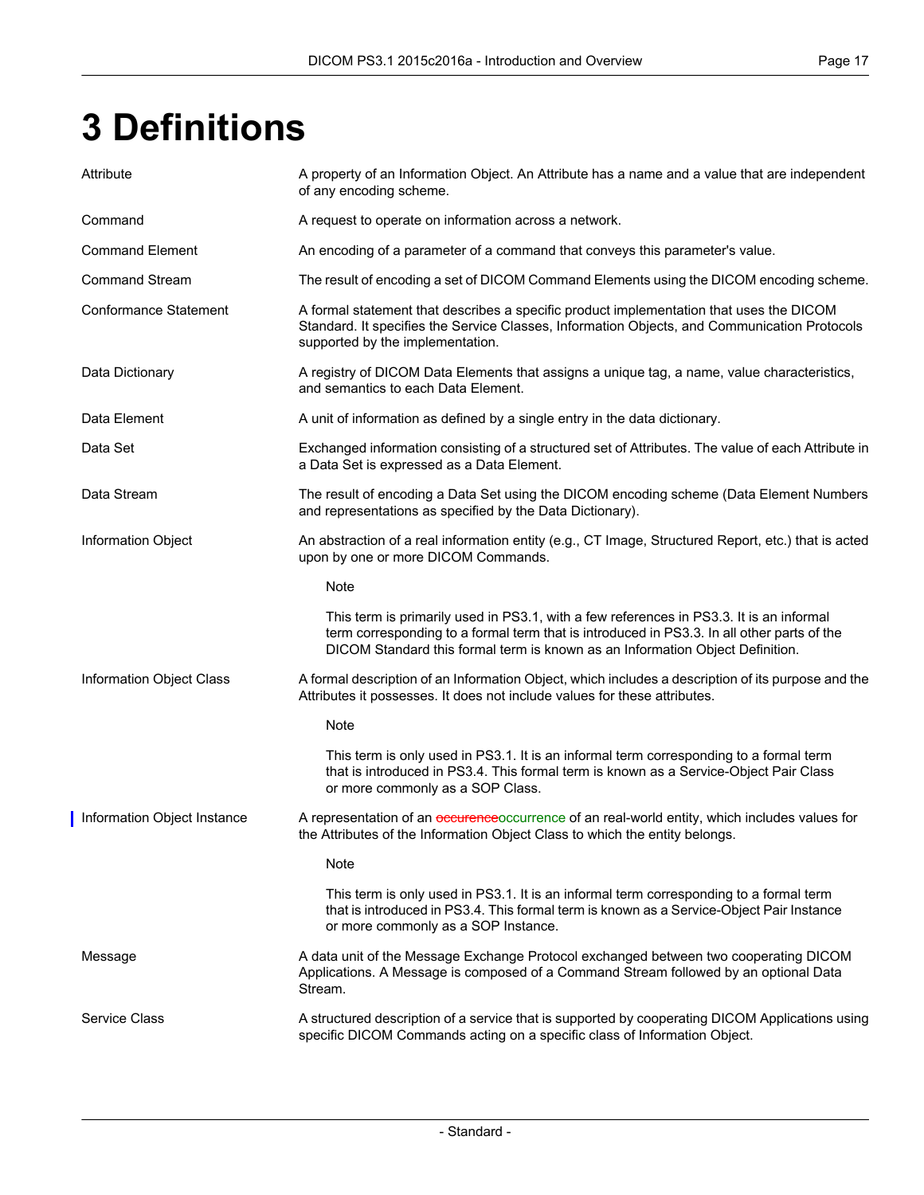# 3 Definitions

**Attribute**
A property of an Information Object. An Attribute has a name and a value that are independent of any encoding scheme.

**Command**
A request to operate on information across a network.

**Command Element**
An encoding of a parameter of a command that conveys this parameter's value.

**Command Stream**
The result of encoding a set of DICOM Command Elements using the DICOM encoding scheme.

**Conformance Statement**
A formal statement that describes a specific product implementation that uses the DICOM Standard. It specifies the Service Classes, Information Objects, and Communication Protocols supported by the implementation.

**Data Dictionary**
A registry of DICOM Data Elements that assigns a unique tag, a name, value characteristics, and semantics to each Data Element.

**Data Element**
A unit of information as defined by a single entry in the data dictionary.

**Data Set**
Exchanged information consisting of a structured set of Attributes. The value of each Attribute in a Data Set is expressed as a Data Element.

**Data Stream**
The result of encoding a Data Set using the DICOM encoding scheme (Data Element Numbers and representations as specified by the Data Dictionary).

**Information Object**
An abstraction of a real information entity (e.g., CT Image, Structured Report, etc.) that is acted upon by one or more DICOM Commands.

> Note
>
> This term is primarily used in PS3.1, with a few references in PS3.3. It is an informal term corresponding to a formal term that is introduced in PS3.3. In all other parts of the DICOM Standard this formal term is known as an Information Object Definition.

**Information Object Class**
A formal description of an Information Object, which includes a description of its purpose and the Attributes it possesses. It does not include values for these attributes.

> Note
>
> This term is only used in PS3.1. It is an informal term corresponding to a formal term that is introduced in PS3.4. This formal term is known as a Service-Object Pair Class or more commonly as a SOP Class.

**Information Object Instance**
A representation of an ~~occurence~~occurrence of an real-world entity, which includes values for the Attributes of the Information Object Class to which the entity belongs.

> Note
>
> This term is only used in PS3.1. It is an informal term corresponding to a formal term that is introduced in PS3.4. This formal term is known as a Service-Object Pair Instance or more commonly as a SOP Instance.

**Message**
A data unit of the Message Exchange Protocol exchanged between two cooperating DICOM Applications. A Message is composed of a Command Stream followed by an optional Data Stream.

**Service Class**
A structured description of a service that is supported by cooperating DICOM Applications using specific DICOM Commands acting on a specific class of Information Object.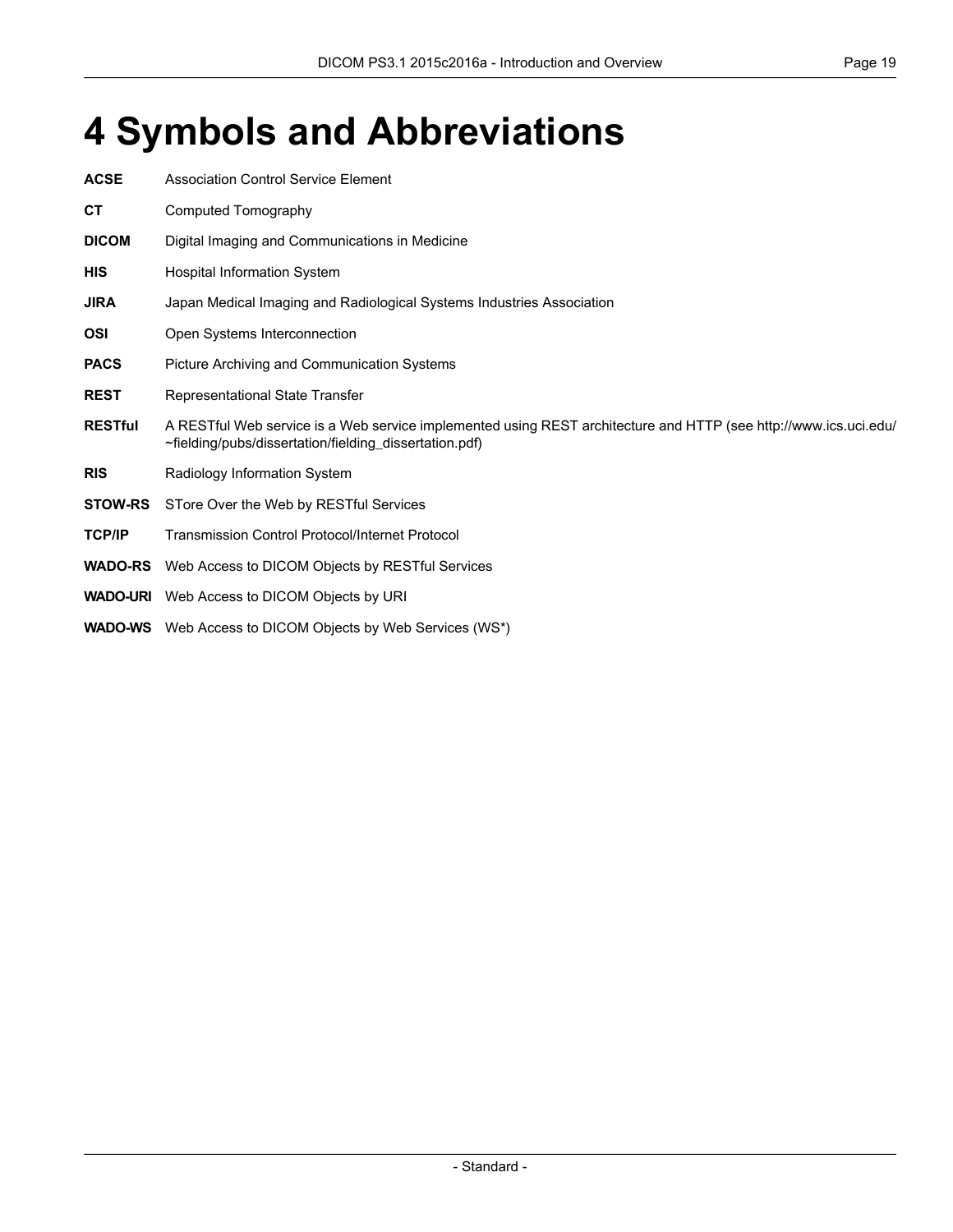# 4 Symbols and Abbreviations

**ACSE** Association Control Service Element

**CT** Computed Tomography

**DICOM** Digital Imaging and Communications in Medicine

**HIS** Hospital Information System

**JIRA** Japan Medical Imaging and Radiological Systems Industries Association

**OSI** Open Systems Interconnection

**PACS** Picture Archiving and Communication Systems

**REST** Representational State Transfer

**RESTful** A RESTful Web service is a Web service implemented using REST architecture and HTTP (see http://www.ics.uci.edu/~fielding/pubs/dissertation/fielding_dissertation.pdf)

**RIS** Radiology Information System

**STOW-RS** STore Over the Web by RESTful Services

**TCP/IP** Transmission Control Protocol/Internet Protocol

**WADO-RS** Web Access to DICOM Objects by RESTful Services

**WADO-URI** Web Access to DICOM Objects by URI

**WADO-WS** Web Access to DICOM Objects by Web Services (WS*)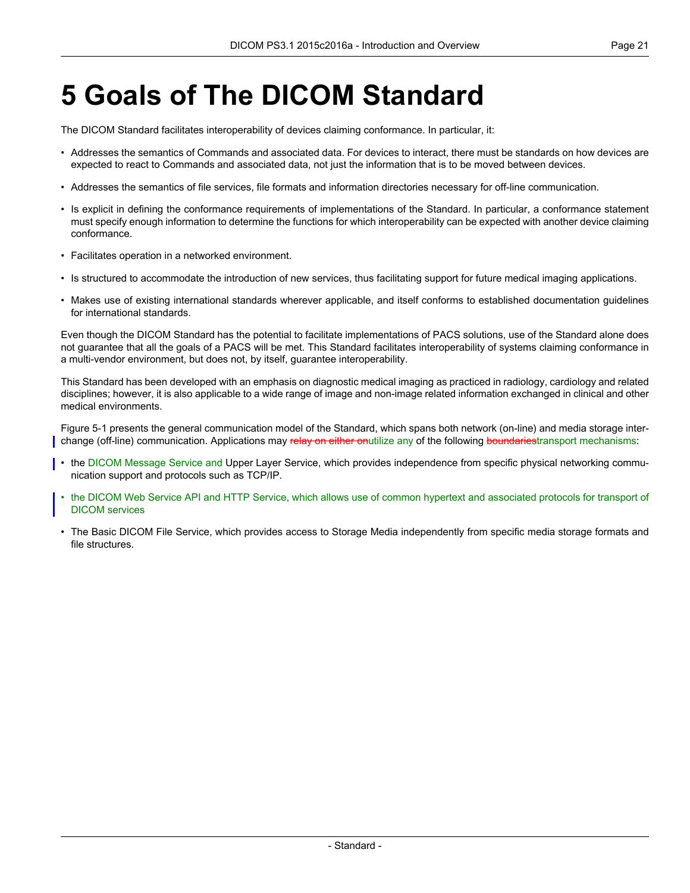# 5 Goals of The DICOM Standard

The DICOM Standard facilitates interoperability of devices claiming conformance. In particular, it:

- Addresses the semantics of Commands and associated data. For devices to interact, there must be standards on how devices are expected to react to Commands and associated data, not just the information that is to be moved between devices.
- Addresses the semantics of file services, file formats and information directories necessary for off-line communication.
- Is explicit in defining the conformance requirements of implementations of the Standard. In particular, a conformance statement must specify enough information to determine the functions for which interoperability can be expected with another device claiming conformance.
- Facilitates operation in a networked environment.
- Is structured to accommodate the introduction of new services, thus facilitating support for future medical imaging applications.
- Makes use of existing international standards wherever applicable, and itself conforms to established documentation guidelines for international standards.

Even though the DICOM Standard has the potential to facilitate implementations of PACS solutions, use of the Standard alone does not guarantee that all the goals of a PACS will be met. This Standard facilitates interoperability of systems claiming conformance in a multi-vendor environment, but does not, by itself, guarantee interoperability.

This Standard has been developed with an emphasis on diagnostic medical imaging as practiced in radiology, cardiology and related disciplines; however, it is also applicable to a wide range of image and non-image related information exchanged in clinical and other medical environments.

Figure 5-1 presents the general communication model of the Standard, which spans both network (on-line) and media storage interchange (off-line) communication. Applications may ~~relay on either on~~utilize any of the following ~~boundaries~~transport mechanisms:

- the DICOM Message Service and Upper Layer Service, which provides independence from specific physical networking communication support and protocols such as TCP/IP.
- the DICOM Web Service API and HTTP Service, which allows use of common hypertext and associated protocols for transport of DICOM services
- The Basic DICOM File Service, which provides access to Storage Media independently from specific media storage formats and file structures.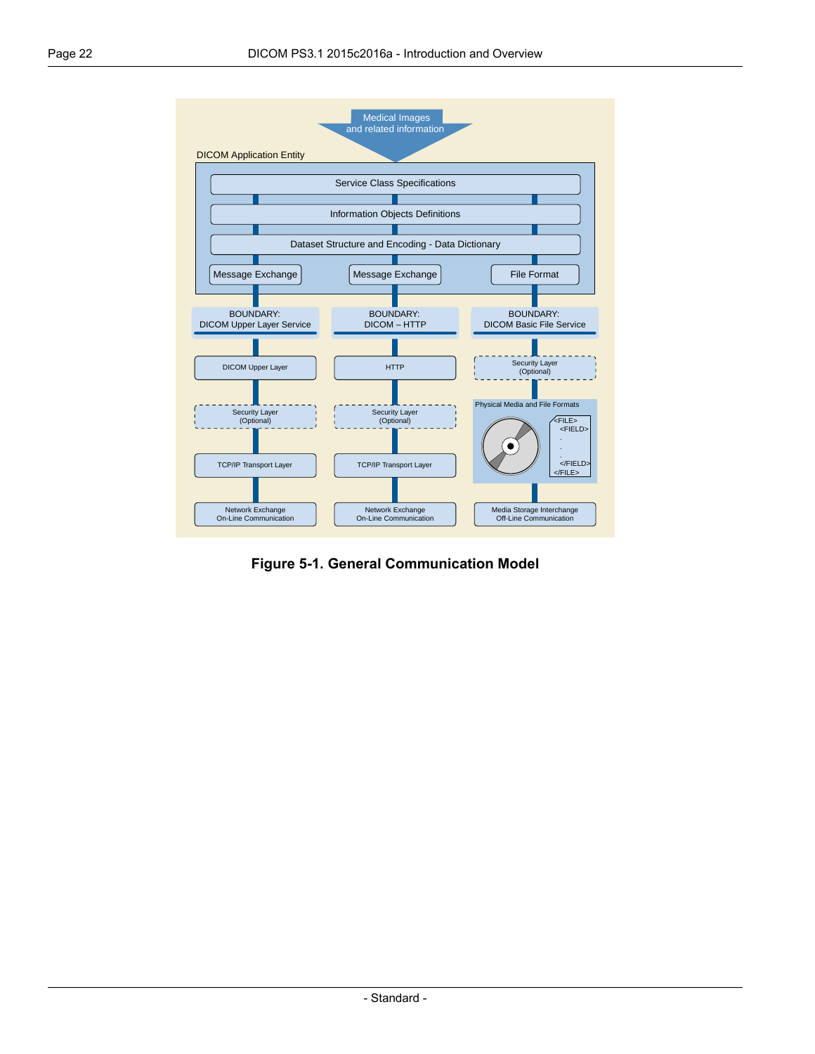**Figure 5-1. General Communication Model**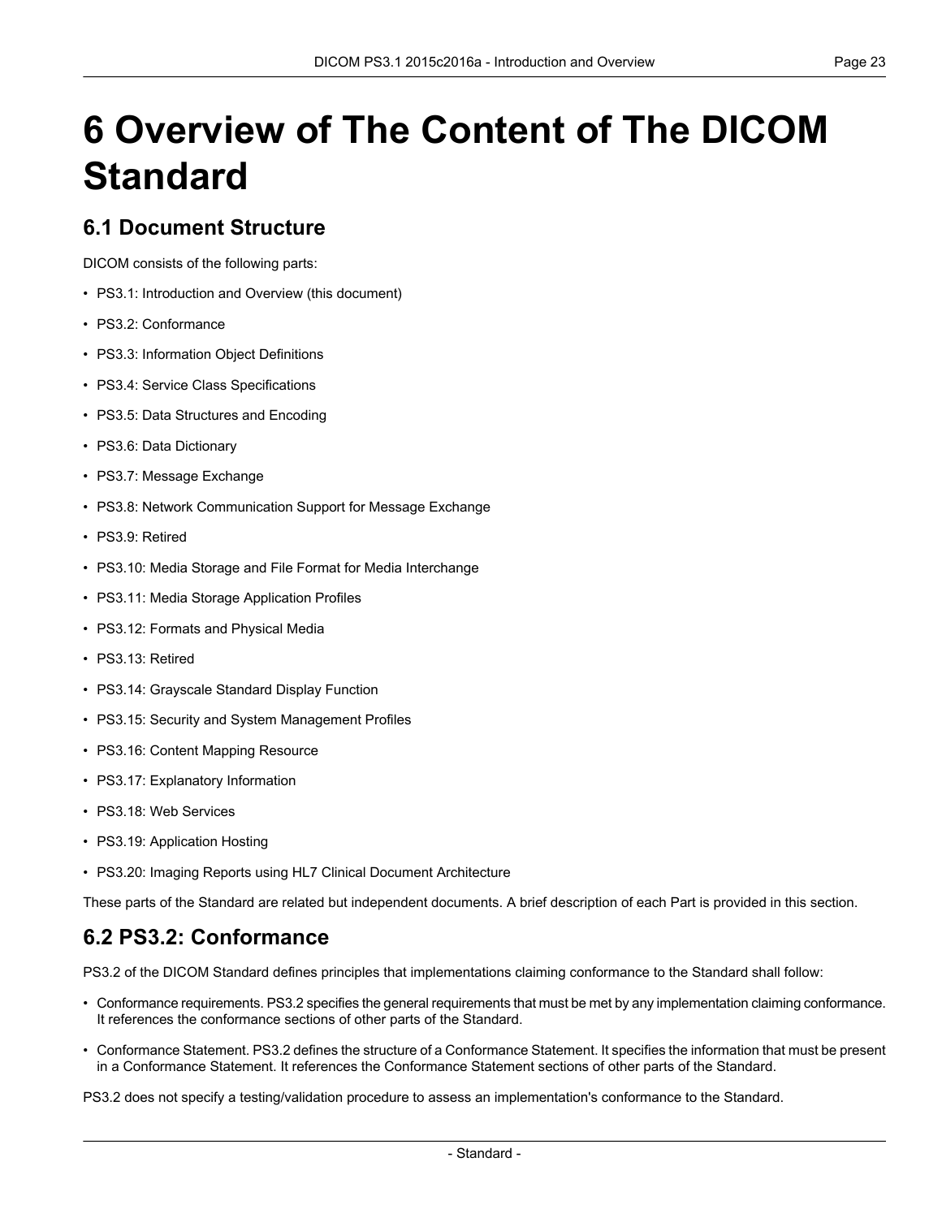# 6 Overview of The Content of The DICOM Standard

## 6.1 Document Structure

DICOM consists of the following parts:

- PS3.1: Introduction and Overview (this document)
- PS3.2: Conformance
- PS3.3: Information Object Definitions
- PS3.4: Service Class Specifications
- PS3.5: Data Structures and Encoding
- PS3.6: Data Dictionary
- PS3.7: Message Exchange
- PS3.8: Network Communication Support for Message Exchange
- PS3.9: Retired
- PS3.10: Media Storage and File Format for Media Interchange
- PS3.11: Media Storage Application Profiles
- PS3.12: Formats and Physical Media
- PS3.13: Retired
- PS3.14: Grayscale Standard Display Function
- PS3.15: Security and System Management Profiles
- PS3.16: Content Mapping Resource
- PS3.17: Explanatory Information
- PS3.18: Web Services
- PS3.19: Application Hosting
- PS3.20: Imaging Reports using HL7 Clinical Document Architecture

These parts of the Standard are related but independent documents. A brief description of each Part is provided in this section.

## 6.2 PS3.2: Conformance

PS3.2 of the DICOM Standard defines principles that implementations claiming conformance to the Standard shall follow:

- Conformance requirements. PS3.2 specifies the general requirements that must be met by any implementation claiming conformance. It references the conformance sections of other parts of the Standard.
- Conformance Statement. PS3.2 defines the structure of a Conformance Statement. It specifies the information that must be present in a Conformance Statement. It references the Conformance Statement sections of other parts of the Standard.

PS3.2 does not specify a testing/validation procedure to assess an implementation's conformance to the Standard.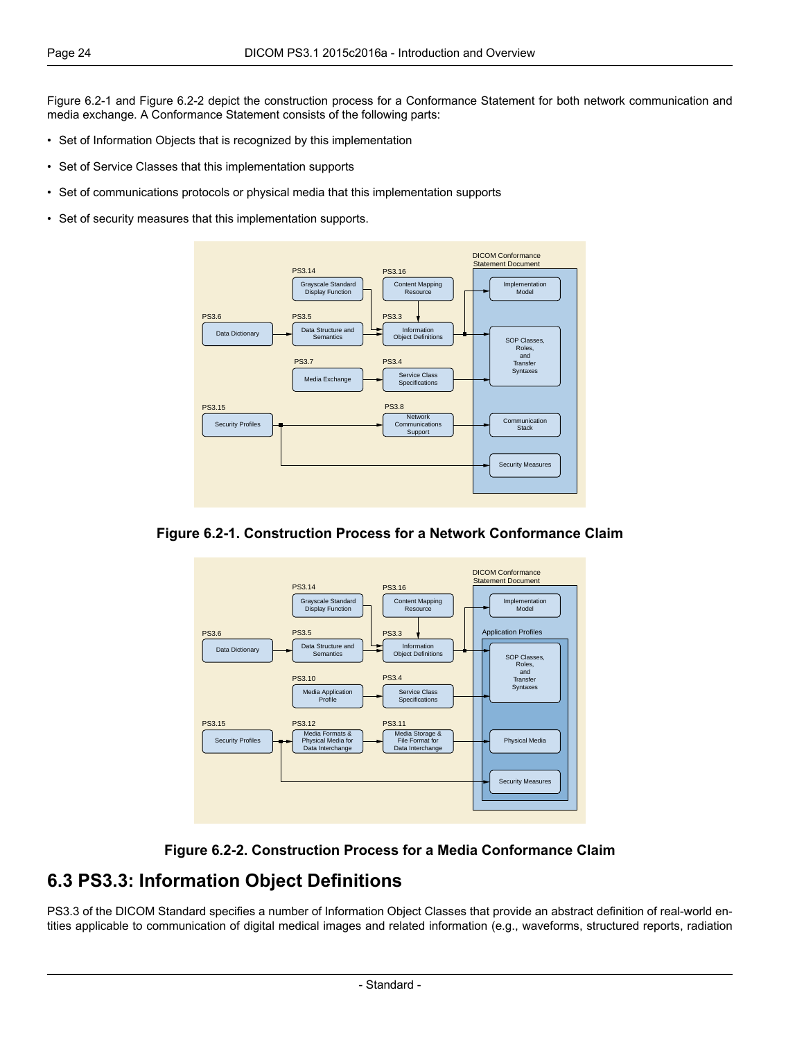Figure 6.2-1 and Figure 6.2-2 depict the construction process for a Conformance Statement for both network communication and media exchange. A Conformance Statement consists of the following parts:

- Set of Information Objects that is recognized by this implementation
- Set of Service Classes that this implementation supports
- Set of communications protocols or physical media that this implementation supports
- Set of security measures that this implementation supports.

**Figure 6.2-1. Construction Process for a Network Conformance Claim**

**Figure 6.2-2. Construction Process for a Media Conformance Claim**

## 6.3 PS3.3: Information Object Definitions

PS3.3 of the DICOM Standard specifies a number of Information Object Classes that provide an abstract definition of real-world entities applicable to communication of digital medical images and related information (e.g., waveforms, structured reports, radiation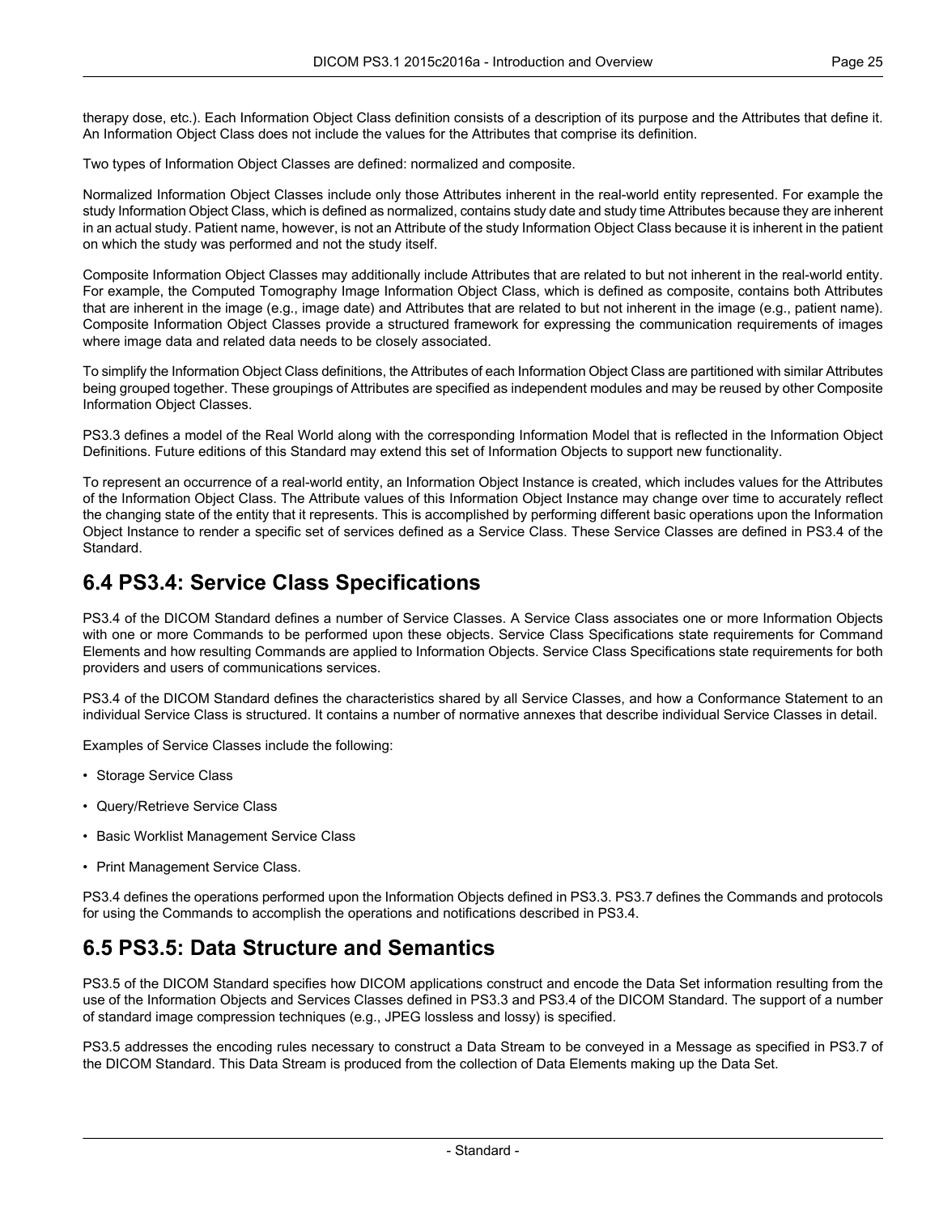therapy dose, etc.). Each Information Object Class definition consists of a description of its purpose and the Attributes that define it. An Information Object Class does not include the values for the Attributes that comprise its definition.

Two types of Information Object Classes are defined: normalized and composite.

Normalized Information Object Classes include only those Attributes inherent in the real-world entity represented. For example the study Information Object Class, which is defined as normalized, contains study date and study time Attributes because they are inherent in an actual study. Patient name, however, is not an Attribute of the study Information Object Class because it is inherent in the patient on which the study was performed and not the study itself.

Composite Information Object Classes may additionally include Attributes that are related to but not inherent in the real-world entity. For example, the Computed Tomography Image Information Object Class, which is defined as composite, contains both Attributes that are inherent in the image (e.g., image date) and Attributes that are related to but not inherent in the image (e.g., patient name). Composite Information Object Classes provide a structured framework for expressing the communication requirements of images where image data and related data needs to be closely associated.

To simplify the Information Object Class definitions, the Attributes of each Information Object Class are partitioned with similar Attributes being grouped together. These groupings of Attributes are specified as independent modules and may be reused by other Composite Information Object Classes.

PS3.3 defines a model of the Real World along with the corresponding Information Model that is reflected in the Information Object Definitions. Future editions of this Standard may extend this set of Information Objects to support new functionality.

To represent an occurrence of a real-world entity, an Information Object Instance is created, which includes values for the Attributes of the Information Object Class. The Attribute values of this Information Object Instance may change over time to accurately reflect the changing state of the entity that it represents. This is accomplished by performing different basic operations upon the Information Object Instance to render a specific set of services defined as a Service Class. These Service Classes are defined in PS3.4 of the Standard.

## 6.4 PS3.4: Service Class Specifications

PS3.4 of the DICOM Standard defines a number of Service Classes. A Service Class associates one or more Information Objects with one or more Commands to be performed upon these objects. Service Class Specifications state requirements for Command Elements and how resulting Commands are applied to Information Objects. Service Class Specifications state requirements for both providers and users of communications services.

PS3.4 of the DICOM Standard defines the characteristics shared by all Service Classes, and how a Conformance Statement to an individual Service Class is structured. It contains a number of normative annexes that describe individual Service Classes in detail.

Examples of Service Classes include the following:

- Storage Service Class
- Query/Retrieve Service Class
- Basic Worklist Management Service Class
- Print Management Service Class.

PS3.4 defines the operations performed upon the Information Objects defined in PS3.3. PS3.7 defines the Commands and protocols for using the Commands to accomplish the operations and notifications described in PS3.4.

## 6.5 PS3.5: Data Structure and Semantics

PS3.5 of the DICOM Standard specifies how DICOM applications construct and encode the Data Set information resulting from the use of the Information Objects and Services Classes defined in PS3.3 and PS3.4 of the DICOM Standard. The support of a number of standard image compression techniques (e.g., JPEG lossless and lossy) is specified.

PS3.5 addresses the encoding rules necessary to construct a Data Stream to be conveyed in a Message as specified in PS3.7 of the DICOM Standard. This Data Stream is produced from the collection of Data Elements making up the Data Set.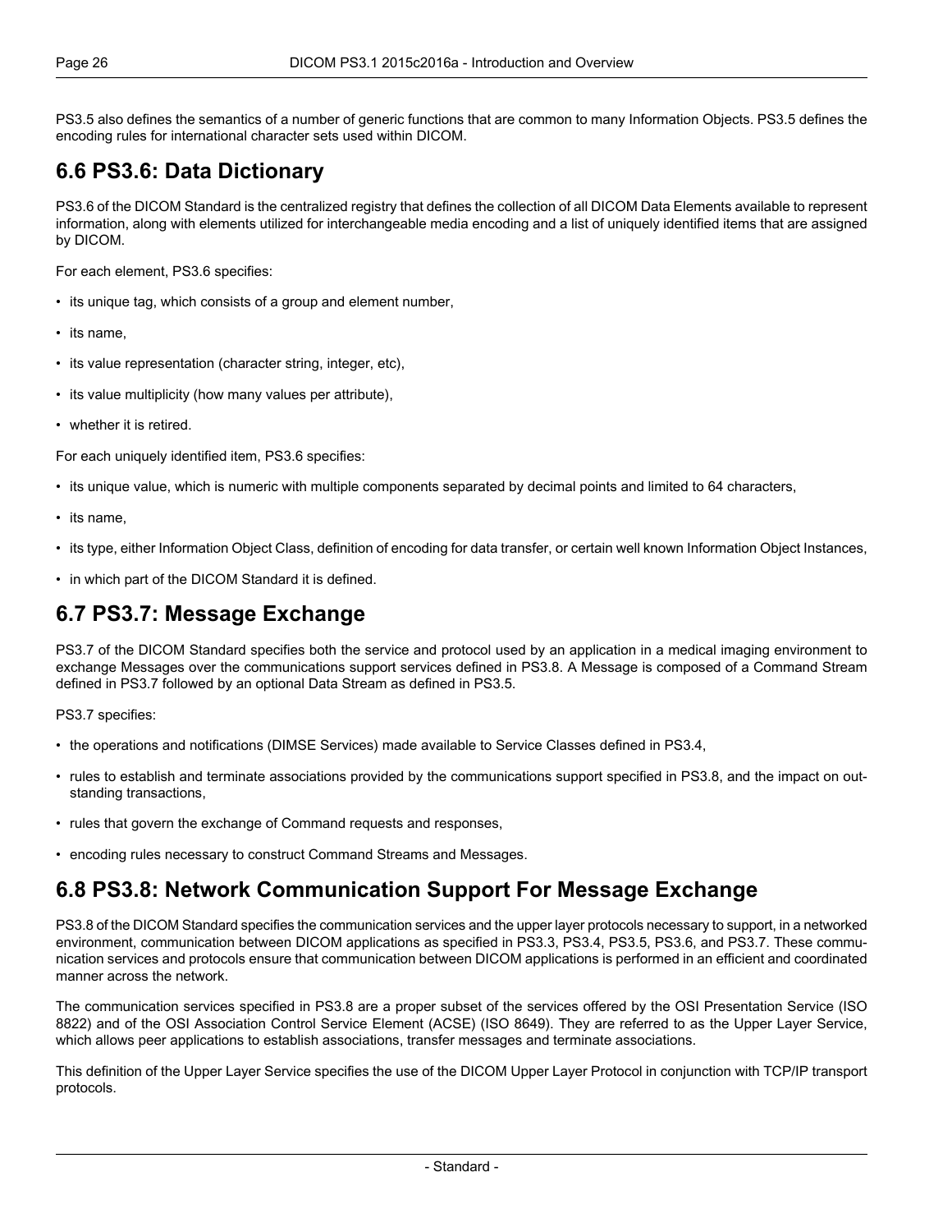PS3.5 also defines the semantics of a number of generic functions that are common to many Information Objects. PS3.5 defines the encoding rules for international character sets used within DICOM.

## 6.6 PS3.6: Data Dictionary

PS3.6 of the DICOM Standard is the centralized registry that defines the collection of all DICOM Data Elements available to represent information, along with elements utilized for interchangeable media encoding and a list of uniquely identified items that are assigned by DICOM.

For each element, PS3.6 specifies:

- its unique tag, which consists of a group and element number,
- its name,
- its value representation (character string, integer, etc),
- its value multiplicity (how many values per attribute),
- whether it is retired.

For each uniquely identified item, PS3.6 specifies:

- its unique value, which is numeric with multiple components separated by decimal points and limited to 64 characters,
- its name,
- its type, either Information Object Class, definition of encoding for data transfer, or certain well known Information Object Instances,
- in which part of the DICOM Standard it is defined.

## 6.7 PS3.7: Message Exchange

PS3.7 of the DICOM Standard specifies both the service and protocol used by an application in a medical imaging environment to exchange Messages over the communications support services defined in PS3.8. A Message is composed of a Command Stream defined in PS3.7 followed by an optional Data Stream as defined in PS3.5.

PS3.7 specifies:

- the operations and notifications (DIMSE Services) made available to Service Classes defined in PS3.4,
- rules to establish and terminate associations provided by the communications support specified in PS3.8, and the impact on outstanding transactions,
- rules that govern the exchange of Command requests and responses,
- encoding rules necessary to construct Command Streams and Messages.

## 6.8 PS3.8: Network Communication Support For Message Exchange

PS3.8 of the DICOM Standard specifies the communication services and the upper layer protocols necessary to support, in a networked environment, communication between DICOM applications as specified in PS3.3, PS3.4, PS3.5, PS3.6, and PS3.7. These communication services and protocols ensure that communication between DICOM applications is performed in an efficient and coordinated manner across the network.

The communication services specified in PS3.8 are a proper subset of the services offered by the OSI Presentation Service (ISO 8822) and of the OSI Association Control Service Element (ACSE) (ISO 8649). They are referred to as the Upper Layer Service, which allows peer applications to establish associations, transfer messages and terminate associations.

This definition of the Upper Layer Service specifies the use of the DICOM Upper Layer Protocol in conjunction with TCP/IP transport protocols.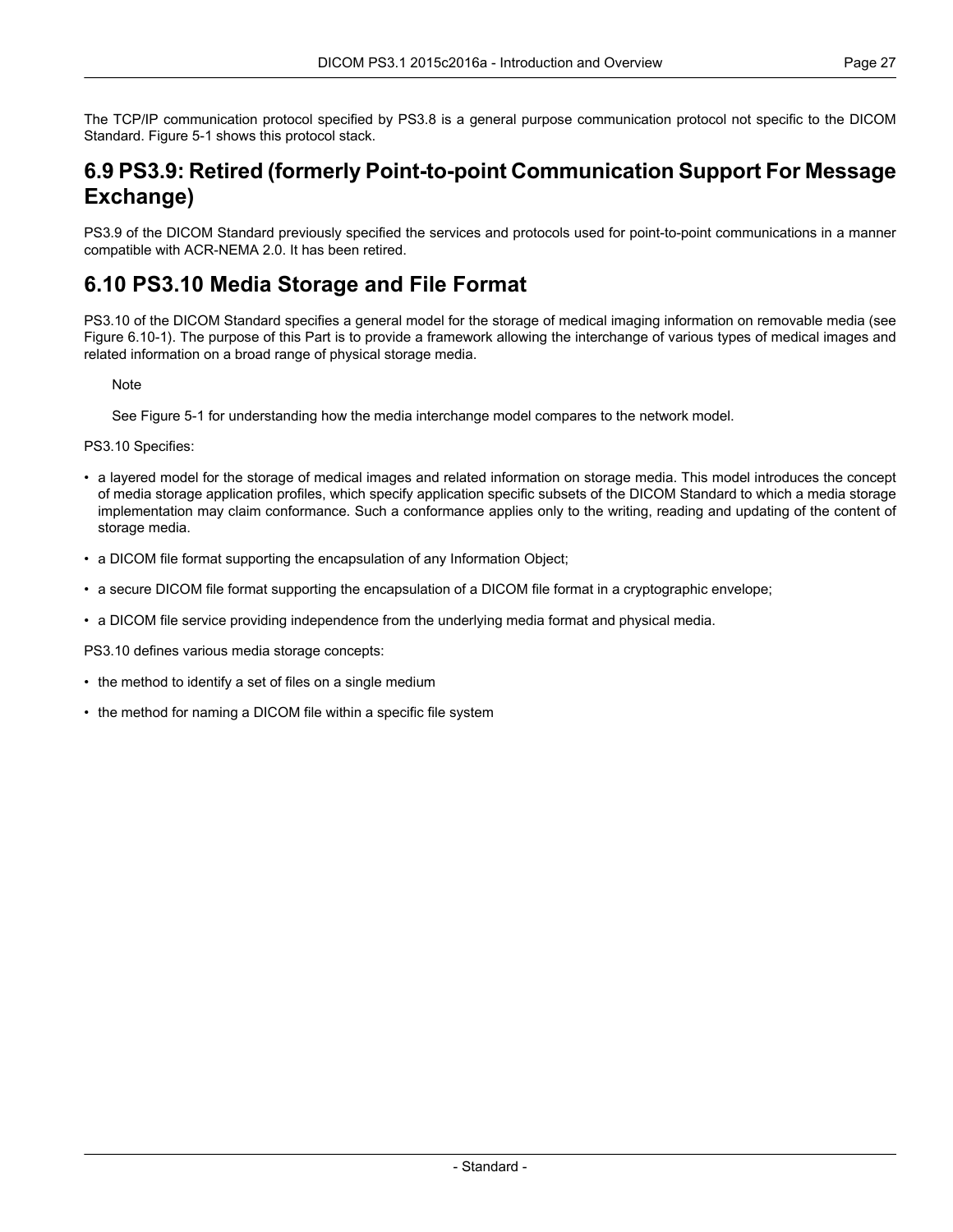The TCP/IP communication protocol specified by PS3.8 is a general purpose communication protocol not specific to the DICOM Standard. Figure 5-1 shows this protocol stack.

## 6.9 PS3.9: Retired (formerly Point-to-point Communication Support For Message Exchange)

PS3.9 of the DICOM Standard previously specified the services and protocols used for point-to-point communications in a manner compatible with ACR-NEMA 2.0. It has been retired.

## 6.10 PS3.10 Media Storage and File Format

PS3.10 of the DICOM Standard specifies a general model for the storage of medical imaging information on removable media (see Figure 6.10-1). The purpose of this Part is to provide a framework allowing the interchange of various types of medical images and related information on a broad range of physical storage media.

> Note
>
> See Figure 5-1 for understanding how the media interchange model compares to the network model.

PS3.10 Specifies:

- a layered model for the storage of medical images and related information on storage media. This model introduces the concept of media storage application profiles, which specify application specific subsets of the DICOM Standard to which a media storage implementation may claim conformance. Such a conformance applies only to the writing, reading and updating of the content of storage media.
- a DICOM file format supporting the encapsulation of any Information Object;
- a secure DICOM file format supporting the encapsulation of a DICOM file format in a cryptographic envelope;
- a DICOM file service providing independence from the underlying media format and physical media.

PS3.10 defines various media storage concepts:

- the method to identify a set of files on a single medium
- the method for naming a DICOM file within a specific file system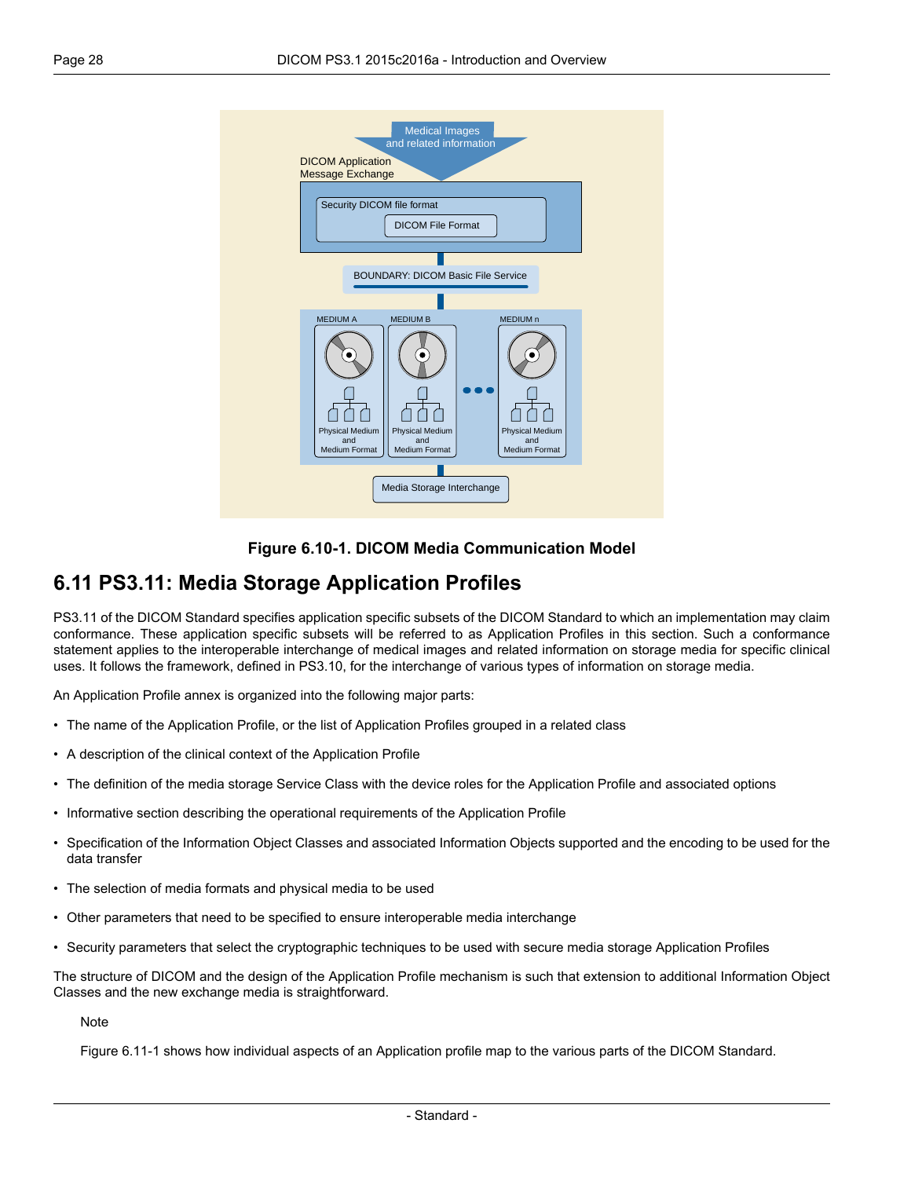**Figure 6.10-1. DICOM Media Communication Model**

## 6.11 PS3.11: Media Storage Application Profiles

PS3.11 of the DICOM Standard specifies application specific subsets of the DICOM Standard to which an implementation may claim conformance. These application specific subsets will be referred to as Application Profiles in this section. Such a conformance statement applies to the interoperable interchange of medical images and related information on storage media for specific clinical uses. It follows the framework, defined in PS3.10, for the interchange of various types of information on storage media.

An Application Profile annex is organized into the following major parts:

- The name of the Application Profile, or the list of Application Profiles grouped in a related class
- A description of the clinical context of the Application Profile
- The definition of the media storage Service Class with the device roles for the Application Profile and associated options
- Informative section describing the operational requirements of the Application Profile
- Specification of the Information Object Classes and associated Information Objects supported and the encoding to be used for the data transfer
- The selection of media formats and physical media to be used
- Other parameters that need to be specified to ensure interoperable media interchange
- Security parameters that select the cryptographic techniques to be used with secure media storage Application Profiles

The structure of DICOM and the design of the Application Profile mechanism is such that extension to additional Information Object Classes and the new exchange media is straightforward.

Note

Figure 6.11-1 shows how individual aspects of an Application profile map to the various parts of the DICOM Standard.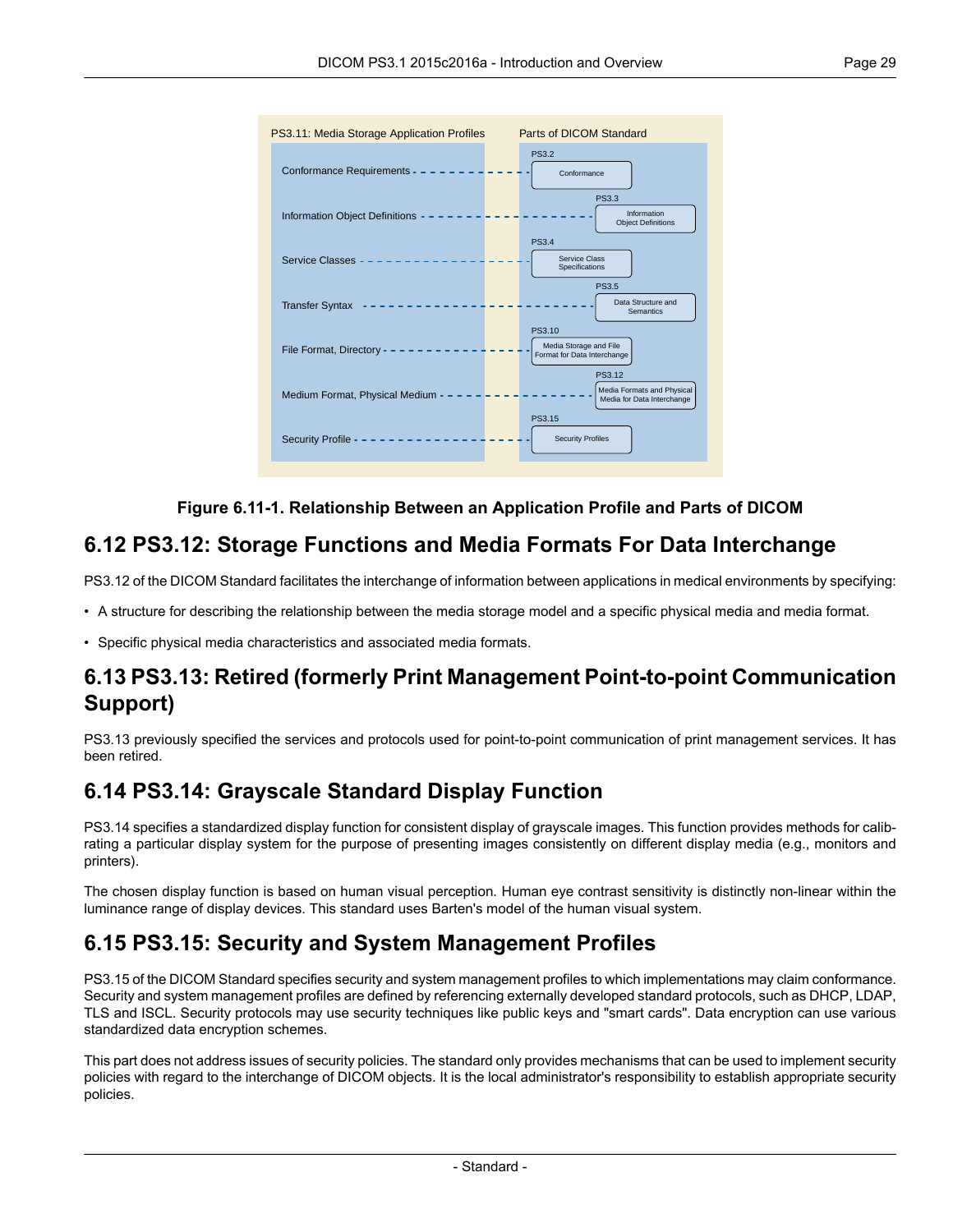PS3.11: Media Storage Application Profiles

Parts of DICOM Standard

| PS3.11: Media Storage Application Profiles | Parts of DICOM Standard |
| --- | --- |
| Conformance Requirements | PS3.2 Conformance |
| Information Object Definitions | PS3.3 Information Object Definitions |
| Service Classes | PS3.4 Service Class Specifications |
| Transfer Syntax | PS3.5 Data Structure and Semantics |
| File Format, Directory | PS3.10 Media Storage and File Format for Data Interchange |
| Medium Format, Physical Medium | PS3.12 Media Formats and Physical Media for Data Interchange |
| Security Profile | PS3.15 Security Profiles |

**Figure 6.11-1. Relationship Between an Application Profile and Parts of DICOM**

## 6.12 PS3.12: Storage Functions and Media Formats For Data Interchange

PS3.12 of the DICOM Standard facilitates the interchange of information between applications in medical environments by specifying:

- A structure for describing the relationship between the media storage model and a specific physical media and media format.
- Specific physical media characteristics and associated media formats.

## 6.13 PS3.13: Retired (formerly Print Management Point-to-point Communication Support)

PS3.13 previously specified the services and protocols used for point-to-point communication of print management services. It has been retired.

## 6.14 PS3.14: Grayscale Standard Display Function

PS3.14 specifies a standardized display function for consistent display of grayscale images. This function provides methods for calibrating a particular display system for the purpose of presenting images consistently on different display media (e.g., monitors and printers).

The chosen display function is based on human visual perception. Human eye contrast sensitivity is distinctly non-linear within the luminance range of display devices. This standard uses Barten's model of the human visual system.

## 6.15 PS3.15: Security and System Management Profiles

PS3.15 of the DICOM Standard specifies security and system management profiles to which implementations may claim conformance. Security and system management profiles are defined by referencing externally developed standard protocols, such as DHCP, LDAP, TLS and ISCL. Security protocols may use security techniques like public keys and "smart cards". Data encryption can use various standardized data encryption schemes.

This part does not address issues of security policies. The standard only provides mechanisms that can be used to implement security policies with regard to the interchange of DICOM objects. It is the local administrator's responsibility to establish appropriate security policies.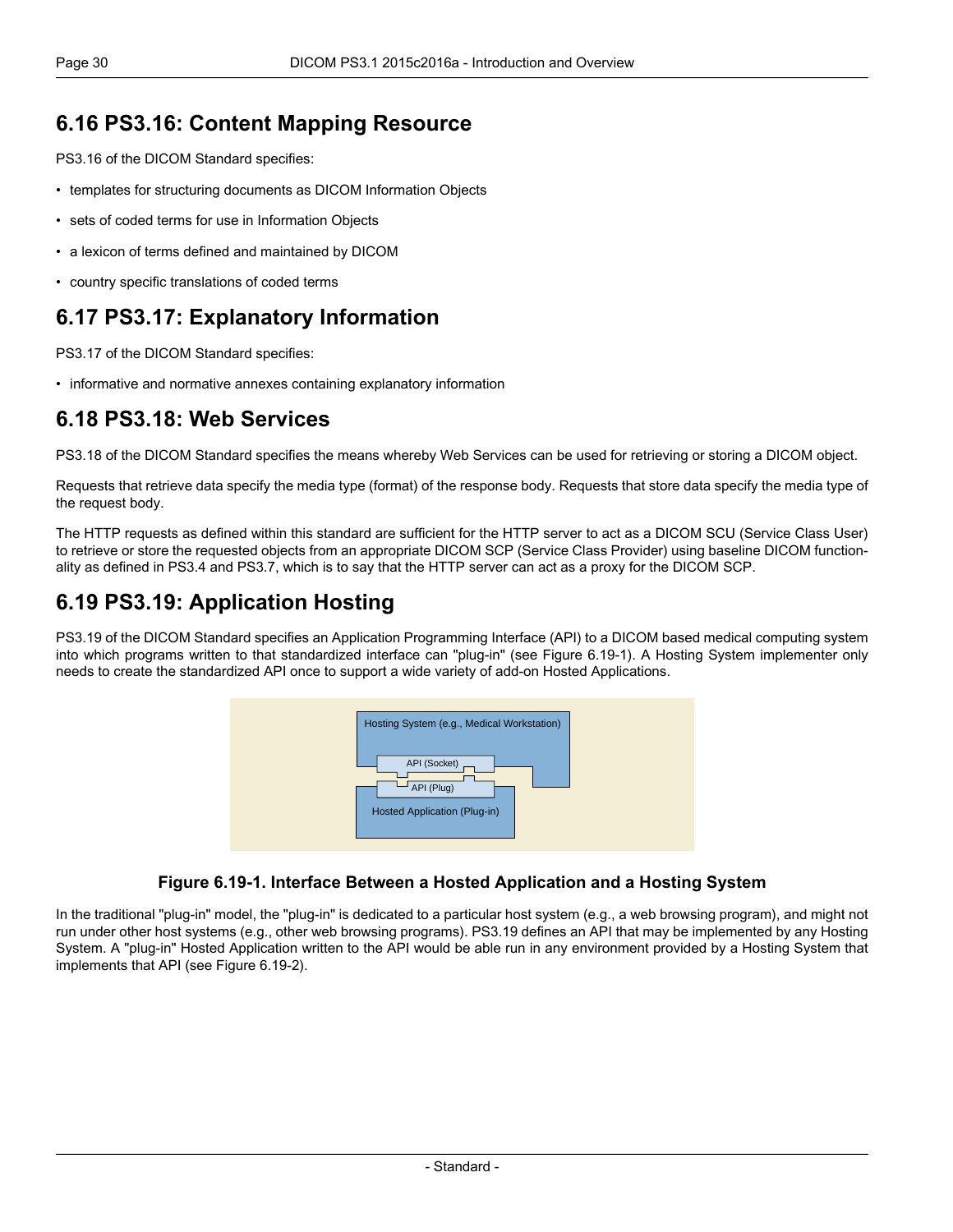## 6.16 PS3.16: Content Mapping Resource

PS3.16 of the DICOM Standard specifies:

- templates for structuring documents as DICOM Information Objects
- sets of coded terms for use in Information Objects
- a lexicon of terms defined and maintained by DICOM
- country specific translations of coded terms

## 6.17 PS3.17: Explanatory Information

PS3.17 of the DICOM Standard specifies:

- informative and normative annexes containing explanatory information

## 6.18 PS3.18: Web Services

PS3.18 of the DICOM Standard specifies the means whereby Web Services can be used for retrieving or storing a DICOM object.

Requests that retrieve data specify the media type (format) of the response body. Requests that store data specify the media type of the request body.

The HTTP requests as defined within this standard are sufficient for the HTTP server to act as a DICOM SCU (Service Class User) to retrieve or store the requested objects from an appropriate DICOM SCP (Service Class Provider) using baseline DICOM functionality as defined in PS3.4 and PS3.7, which is to say that the HTTP server can act as a proxy for the DICOM SCP.

## 6.19 PS3.19: Application Hosting

PS3.19 of the DICOM Standard specifies an Application Programming Interface (API) to a DICOM based medical computing system into which programs written to that standardized interface can "plug-in" (see Figure 6.19-1). A Hosting System implementer only needs to create the standardized API once to support a wide variety of add-on Hosted Applications.

Hosting System (e.g., Medical Workstation)

API (Socket)

API (Plug)

Hosted Application (Plug-in)

**Figure 6.19-1. Interface Between a Hosted Application and a Hosting System**

In the traditional "plug-in" model, the "plug-in" is dedicated to a particular host system (e.g., a web browsing program), and might not run under other host systems (e.g., other web browsing programs). PS3.19 defines an API that may be implemented by any Hosting System. A "plug-in" Hosted Application written to the API would be able run in any environment provided by a Hosting System that implements that API (see Figure 6.19-2).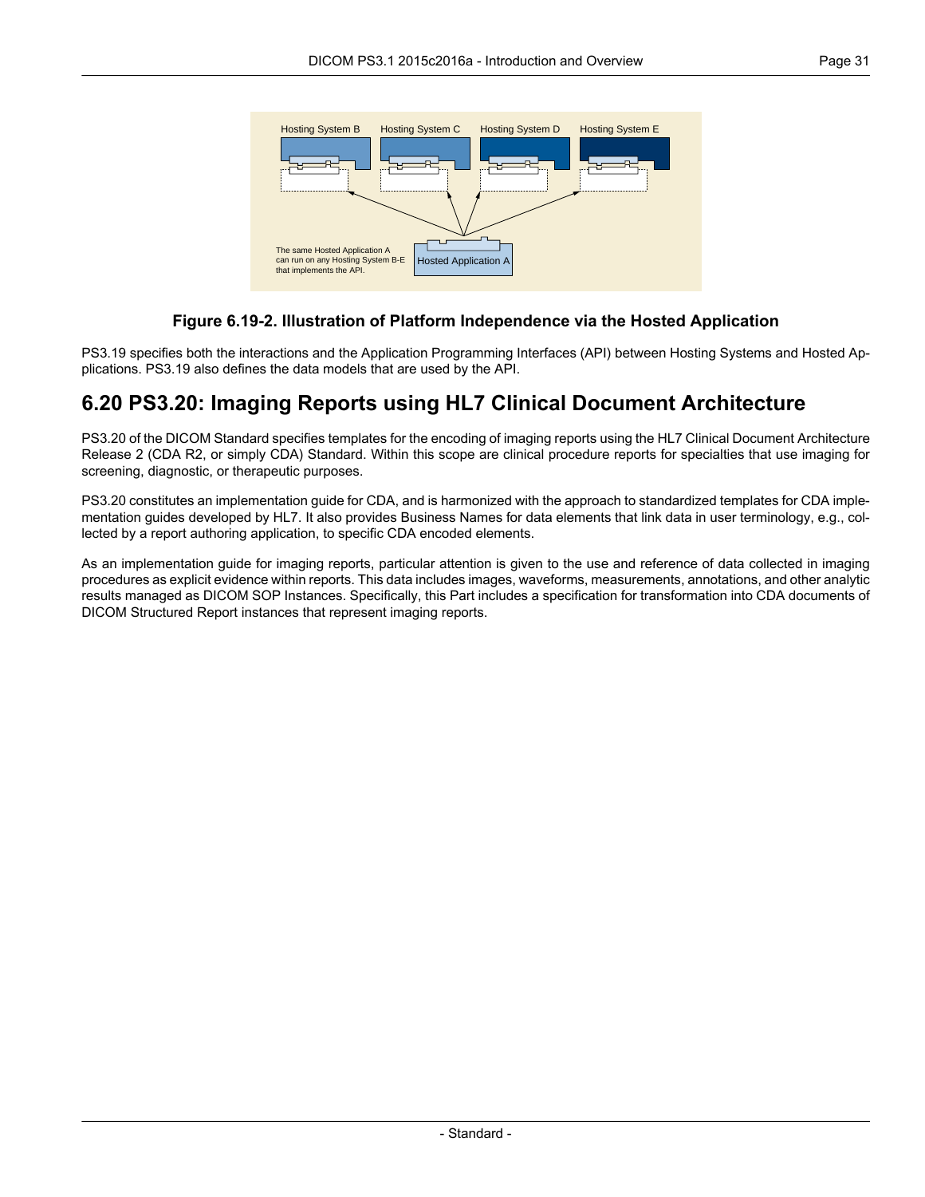Figure 6.19-2. Illustration of Platform Independence via the Hosted Application

PS3.19 specifies both the interactions and the Application Programming Interfaces (API) between Hosting Systems and Hosted Applications. PS3.19 also defines the data models that are used by the API.

## 6.20 PS3.20: Imaging Reports using HL7 Clinical Document Architecture

PS3.20 of the DICOM Standard specifies templates for the encoding of imaging reports using the HL7 Clinical Document Architecture Release 2 (CDA R2, or simply CDA) Standard. Within this scope are clinical procedure reports for specialties that use imaging for screening, diagnostic, or therapeutic purposes.

PS3.20 constitutes an implementation guide for CDA, and is harmonized with the approach to standardized templates for CDA implementation guides developed by HL7. It also provides Business Names for data elements that link data in user terminology, e.g., collected by a report authoring application, to specific CDA encoded elements.

As an implementation guide for imaging reports, particular attention is given to the use and reference of data collected in imaging procedures as explicit evidence within reports. This data includes images, waveforms, measurements, annotations, and other analytic results managed as DICOM SOP Instances. Specifically, this Part includes a specification for transformation into CDA documents of DICOM Structured Report instances that represent imaging reports.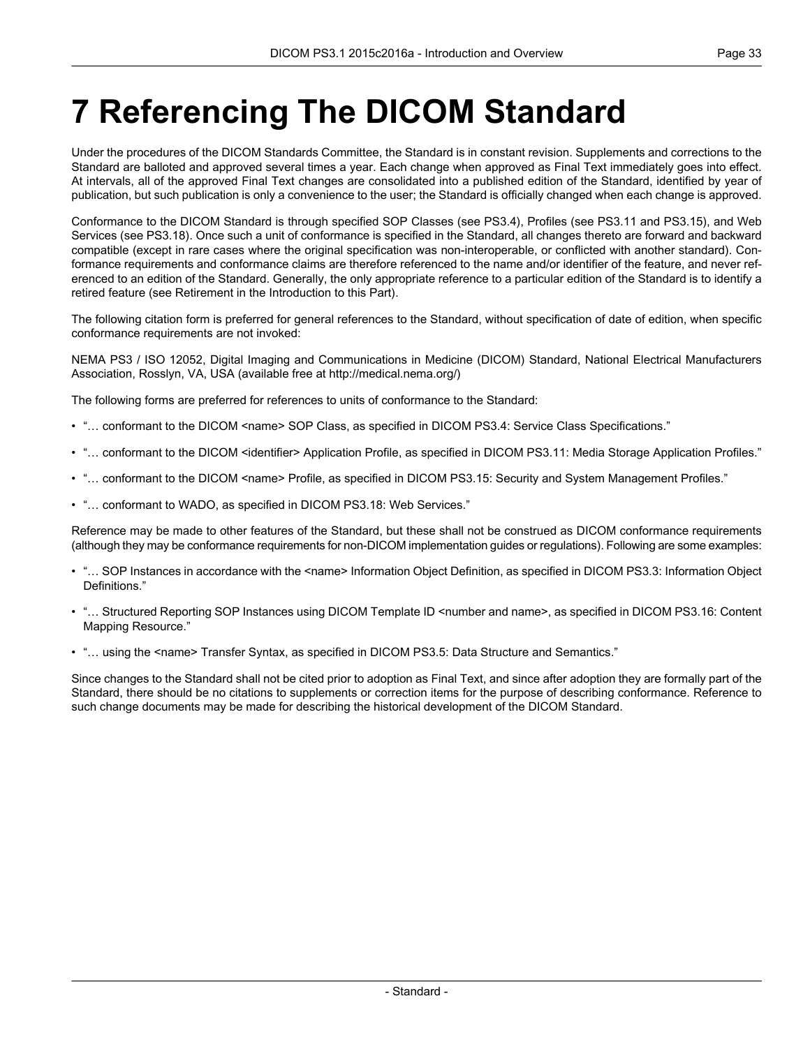# 7 Referencing The DICOM Standard

Under the procedures of the DICOM Standards Committee, the Standard is in constant revision. Supplements and corrections to the Standard are balloted and approved several times a year. Each change when approved as Final Text immediately goes into effect. At intervals, all of the approved Final Text changes are consolidated into a published edition of the Standard, identified by year of publication, but such publication is only a convenience to the user; the Standard is officially changed when each change is approved.

Conformance to the DICOM Standard is through specified SOP Classes (see PS3.4), Profiles (see PS3.11 and PS3.15), and Web Services (see PS3.18). Once such a unit of conformance is specified in the Standard, all changes thereto are forward and backward compatible (except in rare cases where the original specification was non-interoperable, or conflicted with another standard). Conformance requirements and conformance claims are therefore referenced to the name and/or identifier of the feature, and never referenced to an edition of the Standard. Generally, the only appropriate reference to a particular edition of the Standard is to identify a retired feature (see Retirement in the Introduction to this Part).

The following citation form is preferred for general references to the Standard, without specification of date of edition, when specific conformance requirements are not invoked:

NEMA PS3 / ISO 12052, Digital Imaging and Communications in Medicine (DICOM) Standard, National Electrical Manufacturers Association, Rosslyn, VA, USA (available free at http://medical.nema.org/)

The following forms are preferred for references to units of conformance to the Standard:

- "… conformant to the DICOM <name> SOP Class, as specified in DICOM PS3.4: Service Class Specifications."
- "… conformant to the DICOM <identifier> Application Profile, as specified in DICOM PS3.11: Media Storage Application Profiles."
- "… conformant to the DICOM <name> Profile, as specified in DICOM PS3.15: Security and System Management Profiles."
- "… conformant to WADO, as specified in DICOM PS3.18: Web Services."

Reference may be made to other features of the Standard, but these shall not be construed as DICOM conformance requirements (although they may be conformance requirements for non-DICOM implementation guides or regulations). Following are some examples:

- "… SOP Instances in accordance with the <name> Information Object Definition, as specified in DICOM PS3.3: Information Object Definitions."
- "… Structured Reporting SOP Instances using DICOM Template ID <number and name>, as specified in DICOM PS3.16: Content Mapping Resource."
- "… using the <name> Transfer Syntax, as specified in DICOM PS3.5: Data Structure and Semantics."

Since changes to the Standard shall not be cited prior to adoption as Final Text, and since after adoption they are formally part of the Standard, there should be no citations to supplements or correction items for the purpose of describing conformance. Reference to such change documents may be made for describing the historical development of the DICOM Standard.